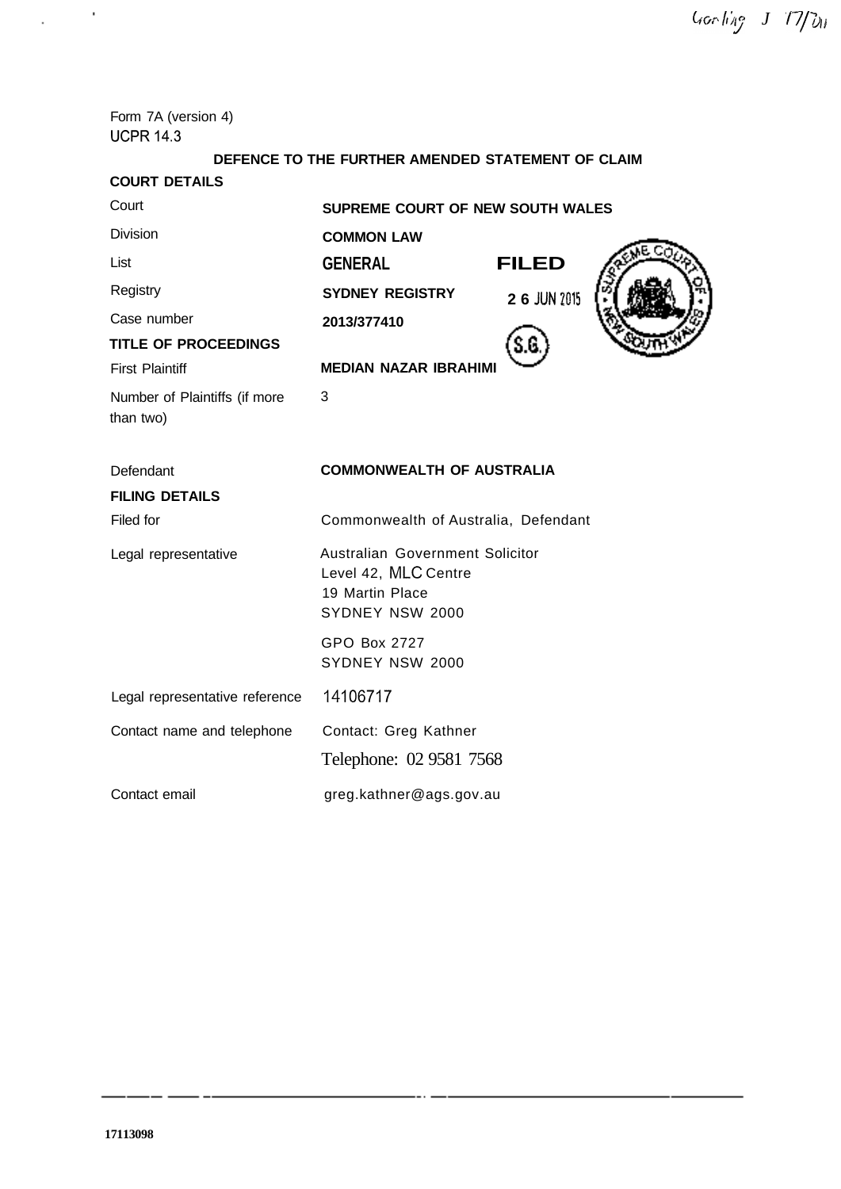Garling J 17/7/11

Form 7A (version 4)
UCPR 14.3

**DEFENCE TO THE FURTHER AMENDED STATEMENT OF CLAIM**

**COURT DETAILS**

| | |
|---|---|
| Court | **SUPREME COURT OF NEW SOUTH WALES** |
| Division | **COMMON LAW** |
| List | **GENERAL** |
| Registry | **SYDNEY REGISTRY** |
| Case number | **2013/377410** |

**FILED**
**26 JUN 2015**
S.G.

**TITLE OF PROCEEDINGS**

| | |
|---|---|
| First Plaintiff | **MEDIAN NAZAR IBRAHIMI** |
| Number of Plaintiffs (if more than two) | 3 |
| Defendant | **COMMONWEALTH OF AUSTRALIA** |

**FILING DETAILS**

| | |
|---|---|
| Filed for | Commonwealth of Australia, Defendant |
| Legal representative | Australian Government Solicitor<br>Level 42, MLC Centre<br>19 Martin Place<br>SYDNEY NSW 2000<br><br>GPO Box 2727<br>SYDNEY NSW 2000 |
| Legal representative reference | 14106717 |
| Contact name and telephone | Contact: Greg Kathner<br>Telephone: 02 9581 7568 |
| Contact email | greg.kathner@ags.gov.au |

17113098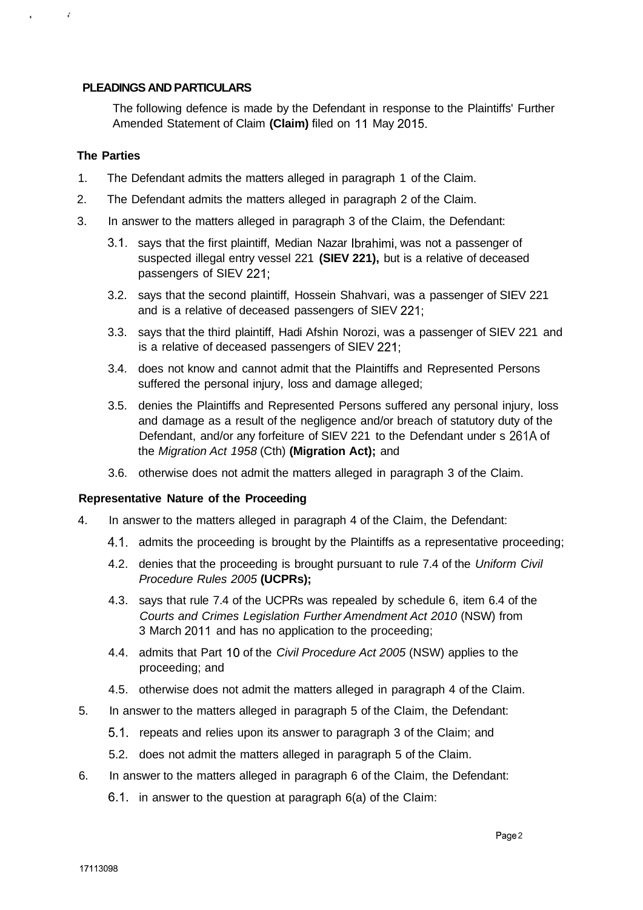## PLEADINGS AND PARTICULARS

The following defence is made by the Defendant in response to the Plaintiffs' Further Amended Statement of Claim **(Claim)** filed on 11 May 2015.

### The Parties

1. The Defendant admits the matters alleged in paragraph 1 of the Claim.
2. The Defendant admits the matters alleged in paragraph 2 of the Claim.
3. In answer to the matters alleged in paragraph 3 of the Claim, the Defendant:
   - 3.1. says that the first plaintiff, Median Nazar Ibrahimi, was not a passenger of suspected illegal entry vessel 221 **(SIEV 221),** but is a relative of deceased passengers of SIEV 221;
   - 3.2. says that the second plaintiff, Hossein Shahvari, was a passenger of SIEV 221 and is a relative of deceased passengers of SIEV 221;
   - 3.3. says that the third plaintiff, Hadi Afshin Norozi, was a passenger of SIEV 221 and is a relative of deceased passengers of SIEV 221;
   - 3.4. does not know and cannot admit that the Plaintiffs and Represented Persons suffered the personal injury, loss and damage alleged;
   - 3.5. denies the Plaintiffs and Represented Persons suffered any personal injury, loss and damage as a result of the negligence and/or breach of statutory duty of the Defendant, and/or any forfeiture of SIEV 221 to the Defendant under s 261A of the *Migration Act 1958* (Cth) **(Migration Act);** and
   - 3.6. otherwise does not admit the matters alleged in paragraph 3 of the Claim.

### Representative Nature of the Proceeding

4. In answer to the matters alleged in paragraph 4 of the Claim, the Defendant:
   - 4.1. admits the proceeding is brought by the Plaintiffs as a representative proceeding;
   - 4.2. denies that the proceeding is brought pursuant to rule 7.4 of the *Uniform Civil Procedure Rules 2005* **(UCPRs);**
   - 4.3. says that rule 7.4 of the UCPRs was repealed by schedule 6, item 6.4 of the *Courts and Crimes Legislation Further Amendment Act 2010* (NSW) from 3 March 2011 and has no application to the proceeding;
   - 4.4. admits that Part 10 of the *Civil Procedure Act 2005* (NSW) applies to the proceeding; and
   - 4.5. otherwise does not admit the matters alleged in paragraph 4 of the Claim.
5. In answer to the matters alleged in paragraph 5 of the Claim, the Defendant:
   - 5.1. repeats and relies upon its answer to paragraph 3 of the Claim; and
   - 5.2. does not admit the matters alleged in paragraph 5 of the Claim.
6. In answer to the matters alleged in paragraph 6 of the Claim, the Defendant:
   - 6.1. in answer to the question at paragraph 6(a) of the Claim: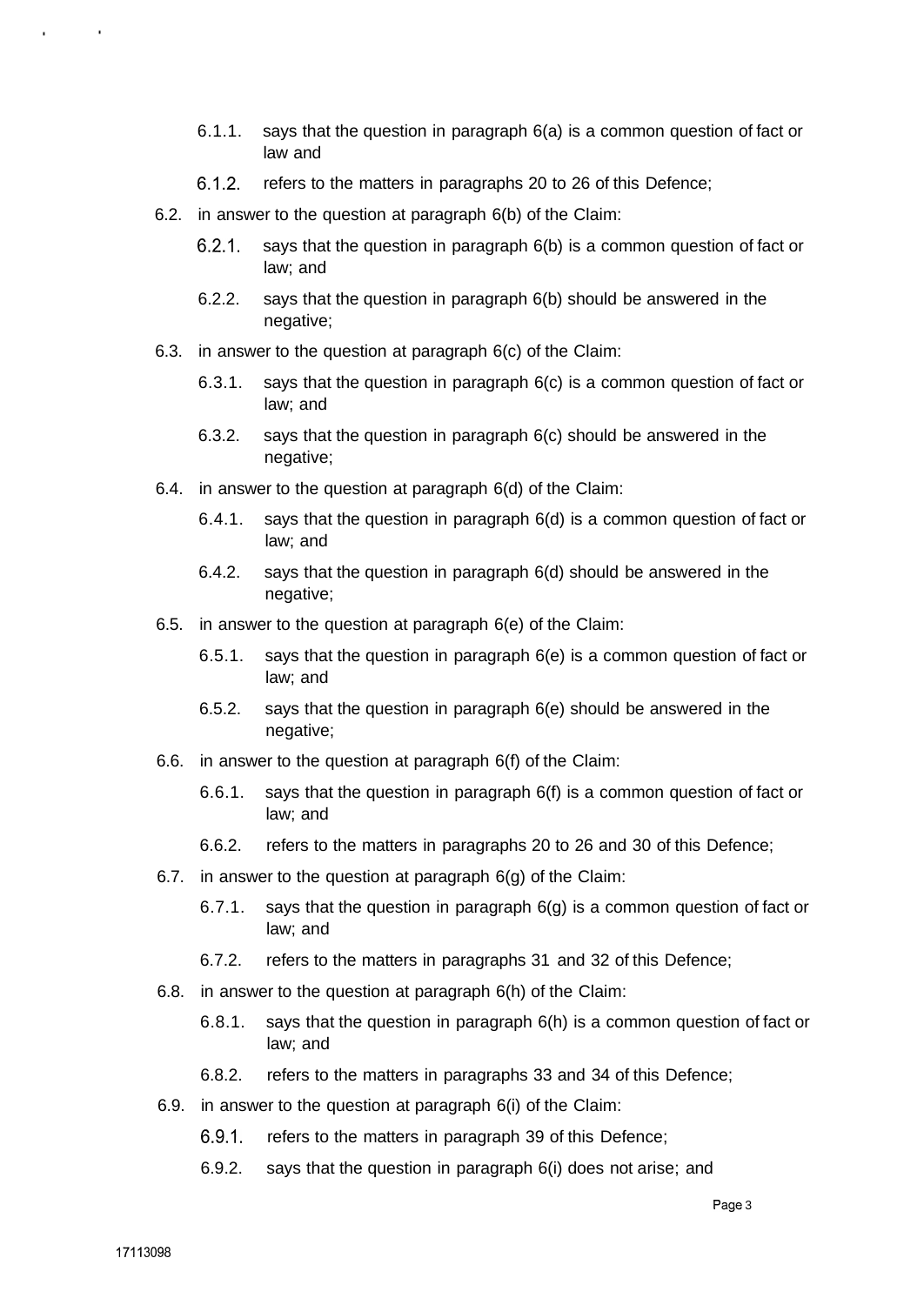- 6.1.1. says that the question in paragraph 6(a) is a common question of fact or law and
- 6.1.2. refers to the matters in paragraphs 20 to 26 of this Defence;

6.2. in answer to the question at paragraph 6(b) of the Claim:

- 6.2.1. says that the question in paragraph 6(b) is a common question of fact or law; and
- 6.2.2. says that the question in paragraph 6(b) should be answered in the negative;

6.3. in answer to the question at paragraph 6(c) of the Claim:

- 6.3.1. says that the question in paragraph 6(c) is a common question of fact or law; and
- 6.3.2. says that the question in paragraph 6(c) should be answered in the negative;

6.4. in answer to the question at paragraph 6(d) of the Claim:

- 6.4.1. says that the question in paragraph 6(d) is a common question of fact or law; and
- 6.4.2. says that the question in paragraph 6(d) should be answered in the negative;

6.5. in answer to the question at paragraph 6(e) of the Claim:

- 6.5.1. says that the question in paragraph 6(e) is a common question of fact or law; and
- 6.5.2. says that the question in paragraph 6(e) should be answered in the negative;

6.6. in answer to the question at paragraph 6(f) of the Claim:

- 6.6.1. says that the question in paragraph 6(f) is a common question of fact or law; and
- 6.6.2. refers to the matters in paragraphs 20 to 26 and 30 of this Defence;

6.7. in answer to the question at paragraph 6(g) of the Claim:

- 6.7.1. says that the question in paragraph 6(g) is a common question of fact or law; and
- 6.7.2. refers to the matters in paragraphs 31 and 32 of this Defence;

6.8. in answer to the question at paragraph 6(h) of the Claim:

- 6.8.1. says that the question in paragraph 6(h) is a common question of fact or law; and
- 6.8.2. refers to the matters in paragraphs 33 and 34 of this Defence;

6.9. in answer to the question at paragraph 6(i) of the Claim:

- 6.9.1. refers to the matters in paragraph 39 of this Defence;
- 6.9.2. says that the question in paragraph 6(i) does not arise; and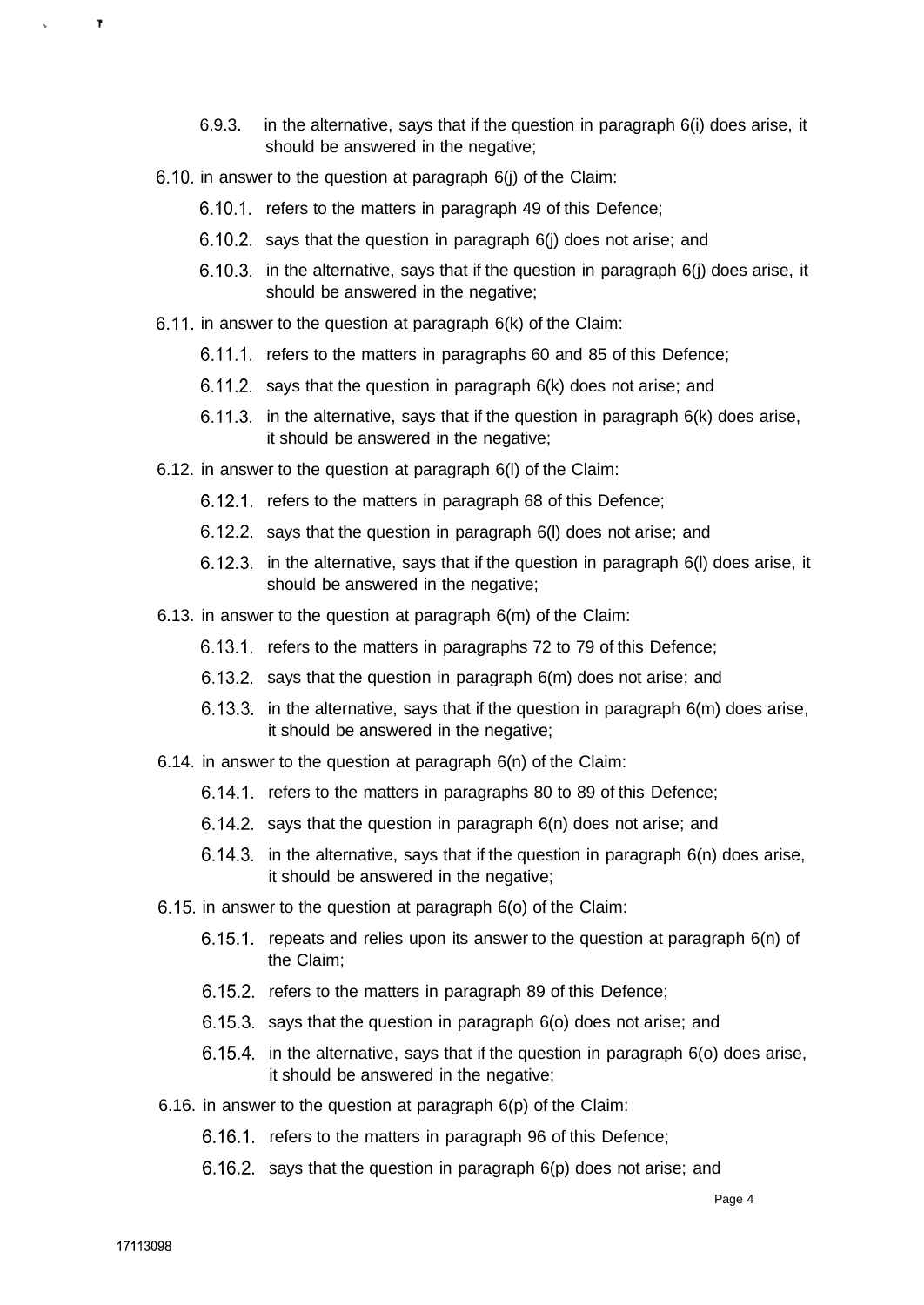6.9.3. in the alternative, says that if the question in paragraph 6(i) does arise, it should be answered in the negative;

6.10. in answer to the question at paragraph 6(j) of the Claim:

6.10.1. refers to the matters in paragraph 49 of this Defence;

6.10.2. says that the question in paragraph 6(j) does not arise; and

6.10.3. in the alternative, says that if the question in paragraph 6(j) does arise, it should be answered in the negative;

6.11. in answer to the question at paragraph 6(k) of the Claim:

6.11.1. refers to the matters in paragraphs 60 and 85 of this Defence;

6.11.2. says that the question in paragraph 6(k) does not arise; and

6.11.3. in the alternative, says that if the question in paragraph 6(k) does arise, it should be answered in the negative;

6.12. in answer to the question at paragraph 6(l) of the Claim:

6.12.1. refers to the matters in paragraph 68 of this Defence;

6.12.2. says that the question in paragraph 6(l) does not arise; and

6.12.3. in the alternative, says that if the question in paragraph 6(l) does arise, it should be answered in the negative;

6.13. in answer to the question at paragraph 6(m) of the Claim:

6.13.1. refers to the matters in paragraphs 72 to 79 of this Defence;

6.13.2. says that the question in paragraph 6(m) does not arise; and

6.13.3. in the alternative, says that if the question in paragraph 6(m) does arise, it should be answered in the negative;

6.14. in answer to the question at paragraph 6(n) of the Claim:

6.14.1. refers to the matters in paragraphs 80 to 89 of this Defence;

6.14.2. says that the question in paragraph 6(n) does not arise; and

6.14.3. in the alternative, says that if the question in paragraph 6(n) does arise, it should be answered in the negative;

6.15. in answer to the question at paragraph 6(o) of the Claim:

6.15.1. repeats and relies upon its answer to the question at paragraph 6(n) of the Claim;

6.15.2. refers to the matters in paragraph 89 of this Defence;

6.15.3. says that the question in paragraph 6(o) does not arise; and

6.15.4. in the alternative, says that if the question in paragraph 6(o) does arise, it should be answered in the negative;

6.16. in answer to the question at paragraph 6(p) of the Claim:

6.16.1. refers to the matters in paragraph 96 of this Defence;

6.16.2. says that the question in paragraph 6(p) does not arise; and

17113098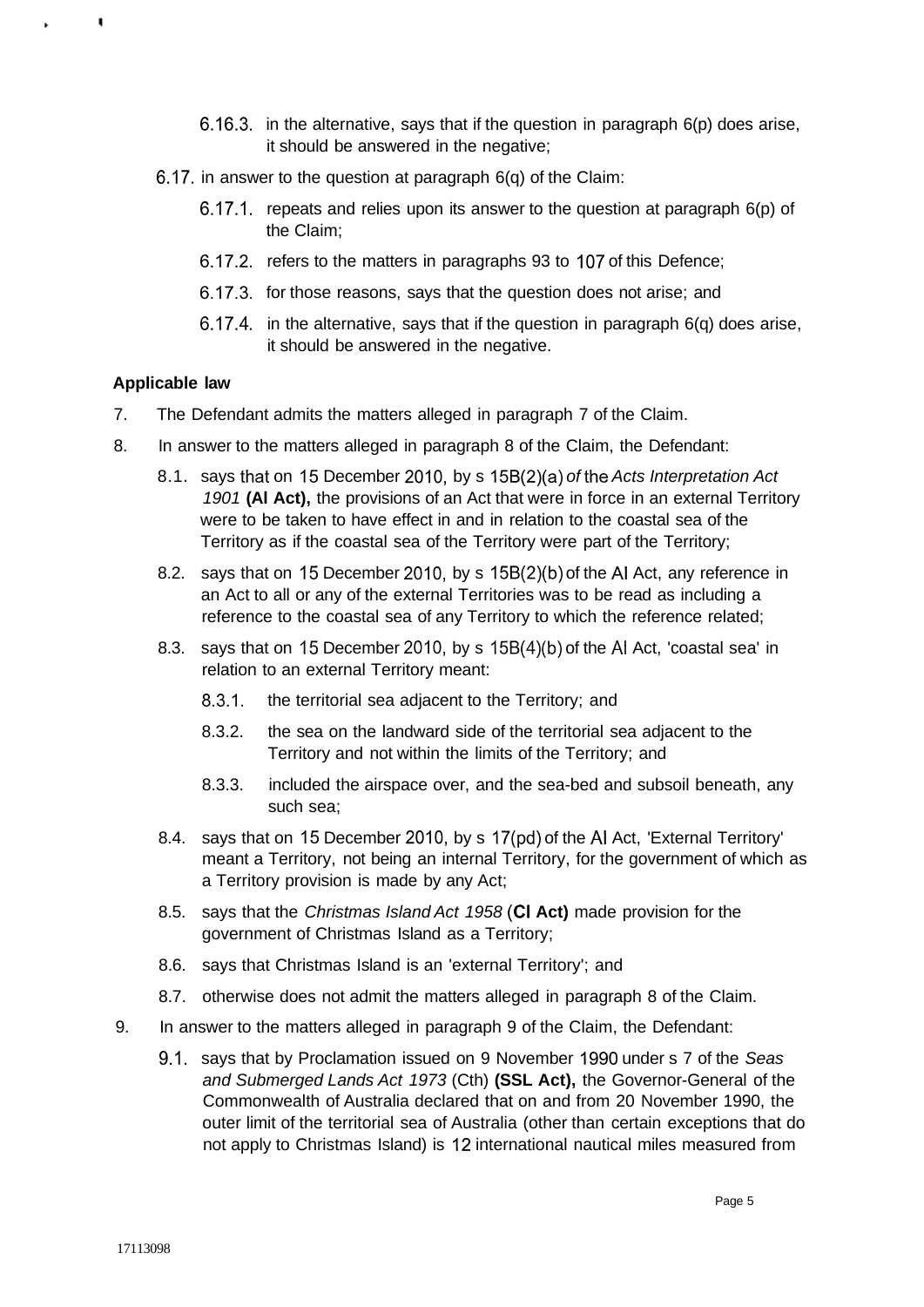6.16.3. in the alternative, says that if the question in paragraph 6(p) does arise, it should be answered in the negative;

6.17. in answer to the question at paragraph 6(q) of the Claim:

6.17.1. repeats and relies upon its answer to the question at paragraph 6(p) of the Claim;

6.17.2. refers to the matters in paragraphs 93 to 107 of this Defence;

6.17.3. for those reasons, says that the question does not arise; and

6.17.4. in the alternative, says that if the question in paragraph 6(q) does arise, it should be answered in the negative.

**Applicable law**

7. The Defendant admits the matters alleged in paragraph 7 of the Claim.

8. In answer to the matters alleged in paragraph 8 of the Claim, the Defendant:

8.1. says that on 15 December 2010, by s 15B(2)(a) of the *Acts Interpretation Act 1901* **(AI Act),** the provisions of an Act that were in force in an external Territory were to be taken to have effect in and in relation to the coastal sea of the Territory as if the coastal sea of the Territory were part of the Territory;

8.2. says that on 15 December 2010, by s 15B(2)(b) of the AI Act, any reference in an Act to all or any of the external Territories was to be read as including a reference to the coastal sea of any Territory to which the reference related;

8.3. says that on 15 December 2010, by s 15B(4)(b) of the AI Act, 'coastal sea' in relation to an external Territory meant:

8.3.1. the territorial sea adjacent to the Territory; and

8.3.2. the sea on the landward side of the territorial sea adjacent to the Territory and not within the limits of the Territory; and

8.3.3. included the airspace over, and the sea-bed and subsoil beneath, any such sea;

8.4. says that on 15 December 2010, by s 17(pd) of the AI Act, 'External Territory' meant a Territory, not being an internal Territory, for the government of which as a Territory provision is made by any Act;

8.5. says that the *Christmas Island Act 1958* (**CI Act)** made provision for the government of Christmas Island as a Territory;

8.6. says that Christmas Island is an 'external Territory'; and

8.7. otherwise does not admit the matters alleged in paragraph 8 of the Claim.

9. In answer to the matters alleged in paragraph 9 of the Claim, the Defendant:

9.1. says that by Proclamation issued on 9 November 1990 under s 7 of the *Seas and Submerged Lands Act 1973* (Cth) **(SSL Act),** the Governor-General of the Commonwealth of Australia declared that on and from 20 November 1990, the outer limit of the territorial sea of Australia (other than certain exceptions that do not apply to Christmas Island) is 12 international nautical miles measured from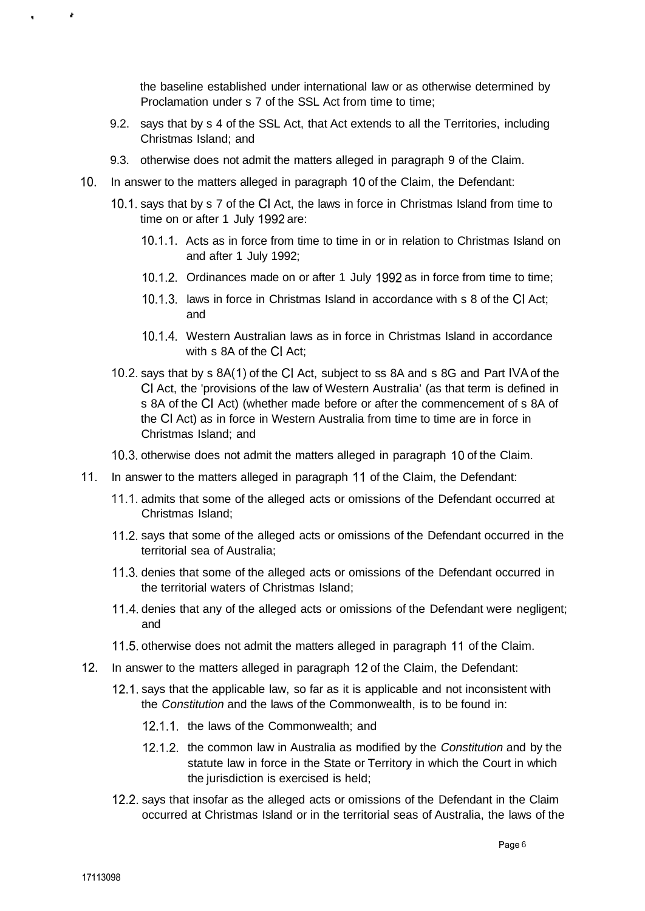the baseline established under international law or as otherwise determined by Proclamation under s 7 of the SSL Act from time to time;

9.2. says that by s 4 of the SSL Act, that Act extends to all the Territories, including Christmas Island; and

9.3. otherwise does not admit the matters alleged in paragraph 9 of the Claim.

10. In answer to the matters alleged in paragraph 10 of the Claim, the Defendant:

10.1. says that by s 7 of the CI Act, the laws in force in Christmas Island from time to time on or after 1 July 1992 are:

10.1.1. Acts as in force from time to time in or in relation to Christmas Island on and after 1 July 1992;

10.1.2. Ordinances made on or after 1 July 1992 as in force from time to time;

10.1.3. laws in force in Christmas Island in accordance with s 8 of the CI Act; and

10.1.4. Western Australian laws as in force in Christmas Island in accordance with s 8A of the CI Act;

10.2. says that by s 8A(1) of the CI Act, subject to ss 8A and s 8G and Part IVA of the CI Act, the 'provisions of the law of Western Australia' (as that term is defined in s 8A of the CI Act) (whether made before or after the commencement of s 8A of the CI Act) as in force in Western Australia from time to time are in force in Christmas Island; and

10.3. otherwise does not admit the matters alleged in paragraph 10 of the Claim.

11. In answer to the matters alleged in paragraph 11 of the Claim, the Defendant:

11.1. admits that some of the alleged acts or omissions of the Defendant occurred at Christmas Island;

11.2. says that some of the alleged acts or omissions of the Defendant occurred in the territorial sea of Australia;

11.3. denies that some of the alleged acts or omissions of the Defendant occurred in the territorial waters of Christmas Island;

11.4. denies that any of the alleged acts or omissions of the Defendant were negligent; and

11.5. otherwise does not admit the matters alleged in paragraph 11 of the Claim.

12. In answer to the matters alleged in paragraph 12 of the Claim, the Defendant:

12.1. says that the applicable law, so far as it is applicable and not inconsistent with the *Constitution* and the laws of the Commonwealth, is to be found in:

12.1.1. the laws of the Commonwealth; and

12.1.2. the common law in Australia as modified by the *Constitution* and by the statute law in force in the State or Territory in which the Court in which the jurisdiction is exercised is held;

12.2. says that insofar as the alleged acts or omissions of the Defendant in the Claim occurred at Christmas Island or in the territorial seas of Australia, the laws of the

17113098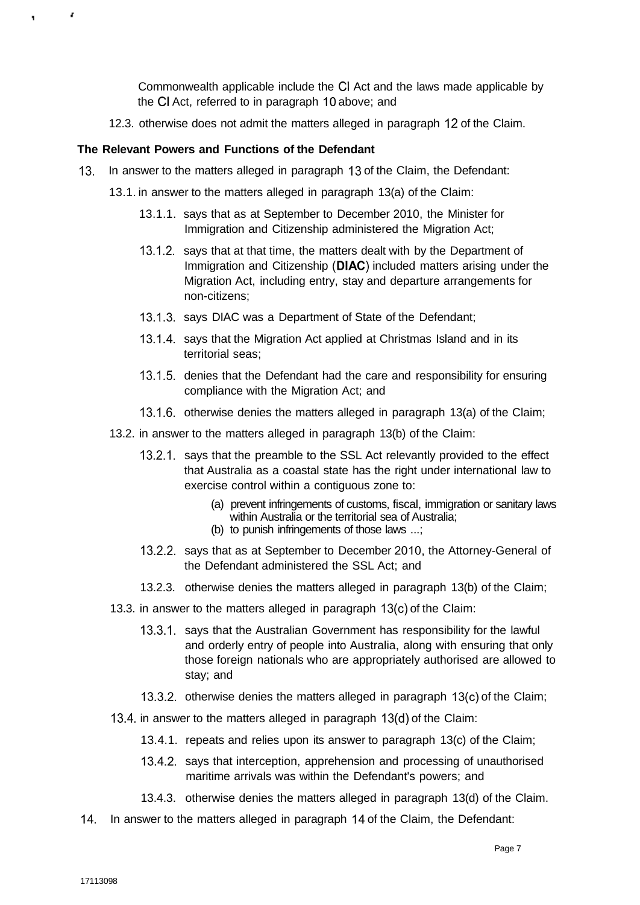Commonwealth applicable include the CI Act and the laws made applicable by the CI Act, referred to in paragraph 10 above; and

12.3. otherwise does not admit the matters alleged in paragraph 12 of the Claim.

**The Relevant Powers and Functions of the Defendant**

13. In answer to the matters alleged in paragraph 13 of the Claim, the Defendant:

  13.1. in answer to the matters alleged in paragraph 13(a) of the Claim:

    13.1.1. says that as at September to December 2010, the Minister for Immigration and Citizenship administered the Migration Act;

    13.1.2. says that at that time, the matters dealt with by the Department of Immigration and Citizenship (**DIAC**) included matters arising under the Migration Act, including entry, stay and departure arrangements for non-citizens;

    13.1.3. says DIAC was a Department of State of the Defendant;

    13.1.4. says that the Migration Act applied at Christmas Island and in its territorial seas;

    13.1.5. denies that the Defendant had the care and responsibility for ensuring compliance with the Migration Act; and

    13.1.6. otherwise denies the matters alleged in paragraph 13(a) of the Claim;

  13.2. in answer to the matters alleged in paragraph 13(b) of the Claim:

    13.2.1. says that the preamble to the SSL Act relevantly provided to the effect that Australia as a coastal state has the right under international law to exercise control within a contiguous zone to:

      (a) prevent infringements of customs, fiscal, immigration or sanitary laws within Australia or the territorial sea of Australia;
      (b) to punish infringements of those laws ...;

    13.2.2. says that as at September to December 2010, the Attorney-General of the Defendant administered the SSL Act; and

    13.2.3. otherwise denies the matters alleged in paragraph 13(b) of the Claim;

  13.3. in answer to the matters alleged in paragraph 13(c) of the Claim:

    13.3.1. says that the Australian Government has responsibility for the lawful and orderly entry of people into Australia, along with ensuring that only those foreign nationals who are appropriately authorised are allowed to stay; and

    13.3.2. otherwise denies the matters alleged in paragraph 13(c) of the Claim;

  13.4. in answer to the matters alleged in paragraph 13(d) of the Claim:

    13.4.1. repeats and relies upon its answer to paragraph 13(c) of the Claim;

    13.4.2. says that interception, apprehension and processing of unauthorised maritime arrivals was within the Defendant's powers; and

    13.4.3. otherwise denies the matters alleged in paragraph 13(d) of the Claim.

14. In answer to the matters alleged in paragraph 14 of the Claim, the Defendant: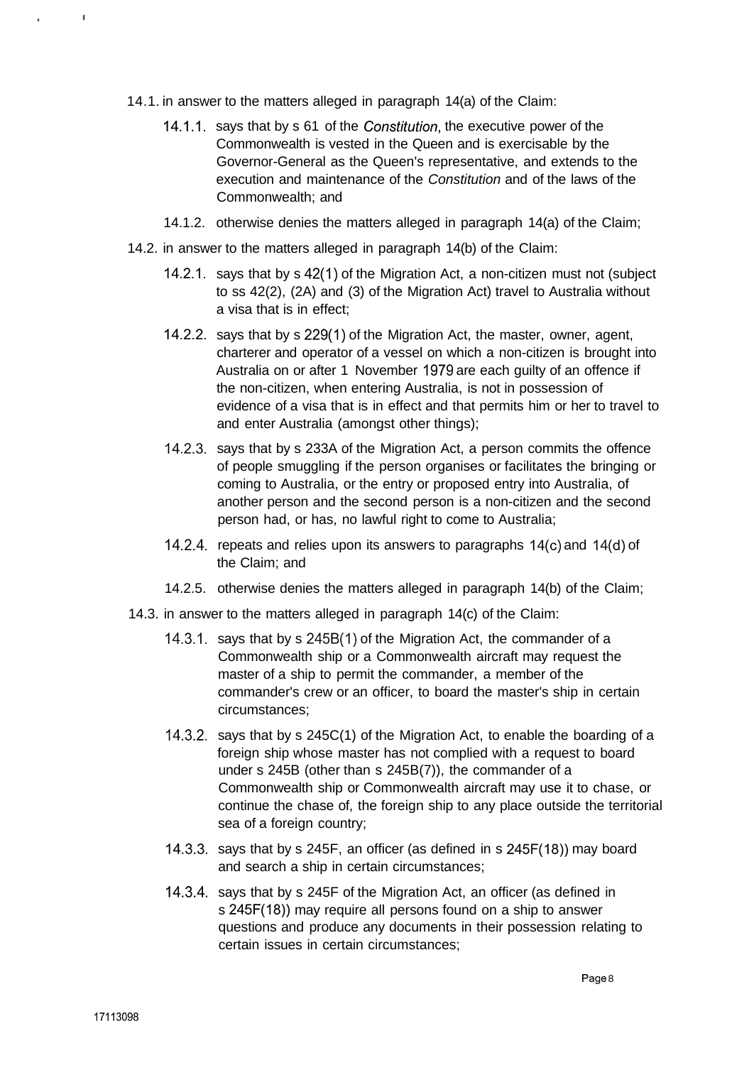14.1. in answer to the matters alleged in paragraph 14(a) of the Claim:

  14.1.1. says that by s 61 of the *Constitution*, the executive power of the Commonwealth is vested in the Queen and is exercisable by the Governor-General as the Queen's representative, and extends to the execution and maintenance of the *Constitution* and of the laws of the Commonwealth; and

  14.1.2. otherwise denies the matters alleged in paragraph 14(a) of the Claim;

14.2. in answer to the matters alleged in paragraph 14(b) of the Claim:

  14.2.1. says that by s 42(1) of the Migration Act, a non-citizen must not (subject to ss 42(2), (2A) and (3) of the Migration Act) travel to Australia without a visa that is in effect;

  14.2.2. says that by s 229(1) of the Migration Act, the master, owner, agent, charterer and operator of a vessel on which a non-citizen is brought into Australia on or after 1 November 1979 are each guilty of an offence if the non-citizen, when entering Australia, is not in possession of evidence of a visa that is in effect and that permits him or her to travel to and enter Australia (amongst other things);

  14.2.3. says that by s 233A of the Migration Act, a person commits the offence of people smuggling if the person organises or facilitates the bringing or coming to Australia, or the entry or proposed entry into Australia, of another person and the second person is a non-citizen and the second person had, or has, no lawful right to come to Australia;

  14.2.4. repeats and relies upon its answers to paragraphs 14(c) and 14(d) of the Claim; and

  14.2.5. otherwise denies the matters alleged in paragraph 14(b) of the Claim;

14.3. in answer to the matters alleged in paragraph 14(c) of the Claim:

  14.3.1. says that by s 245B(1) of the Migration Act, the commander of a Commonwealth ship or a Commonwealth aircraft may request the master of a ship to permit the commander, a member of the commander's crew or an officer, to board the master's ship in certain circumstances;

  14.3.2. says that by s 245C(1) of the Migration Act, to enable the boarding of a foreign ship whose master has not complied with a request to board under s 245B (other than s 245B(7)), the commander of a Commonwealth ship or Commonwealth aircraft may use it to chase, or continue the chase of, the foreign ship to any place outside the territorial sea of a foreign country;

  14.3.3. says that by s 245F, an officer (as defined in s 245F(18)) may board and search a ship in certain circumstances;

  14.3.4. says that by s 245F of the Migration Act, an officer (as defined in s 245F(18)) may require all persons found on a ship to answer questions and produce any documents in their possession relating to certain issues in certain circumstances;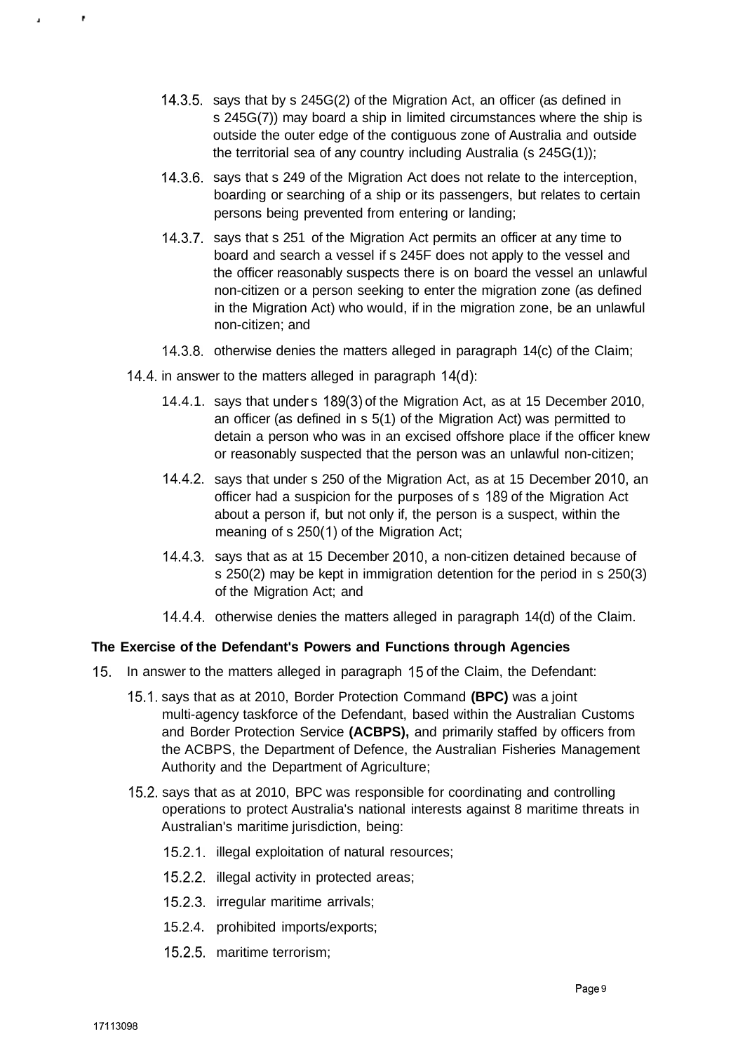14.3.5. says that by s 245G(2) of the Migration Act, an officer (as defined in s 245G(7)) may board a ship in limited circumstances where the ship is outside the outer edge of the contiguous zone of Australia and outside the territorial sea of any country including Australia (s 245G(1));

14.3.6. says that s 249 of the Migration Act does not relate to the interception, boarding or searching of a ship or its passengers, but relates to certain persons being prevented from entering or landing;

14.3.7. says that s 251 of the Migration Act permits an officer at any time to board and search a vessel if s 245F does not apply to the vessel and the officer reasonably suspects there is on board the vessel an unlawful non-citizen or a person seeking to enter the migration zone (as defined in the Migration Act) who would, if in the migration zone, be an unlawful non-citizen; and

14.3.8. otherwise denies the matters alleged in paragraph 14(c) of the Claim;

14.4. in answer to the matters alleged in paragraph 14(d):

14.4.1. says that under s 189(3) of the Migration Act, as at 15 December 2010, an officer (as defined in s 5(1) of the Migration Act) was permitted to detain a person who was in an excised offshore place if the officer knew or reasonably suspected that the person was an unlawful non-citizen;

14.4.2. says that under s 250 of the Migration Act, as at 15 December 2010, an officer had a suspicion for the purposes of s 189 of the Migration Act about a person if, but not only if, the person is a suspect, within the meaning of s 250(1) of the Migration Act;

14.4.3. says that as at 15 December 2010, a non-citizen detained because of s 250(2) may be kept in immigration detention for the period in s 250(3) of the Migration Act; and

14.4.4. otherwise denies the matters alleged in paragraph 14(d) of the Claim.

**The Exercise of the Defendant's Powers and Functions through Agencies**

15. In answer to the matters alleged in paragraph 15 of the Claim, the Defendant:

15.1. says that as at 2010, Border Protection Command **(BPC)** was a joint multi-agency taskforce of the Defendant, based within the Australian Customs and Border Protection Service **(ACBPS),** and primarily staffed by officers from the ACBPS, the Department of Defence, the Australian Fisheries Management Authority and the Department of Agriculture;

15.2. says that as at 2010, BPC was responsible for coordinating and controlling operations to protect Australia's national interests against 8 maritime threats in Australian's maritime jurisdiction, being:

15.2.1. illegal exploitation of natural resources;

15.2.2. illegal activity in protected areas;

15.2.3. irregular maritime arrivals;

15.2.4. prohibited imports/exports;

15.2.5. maritime terrorism;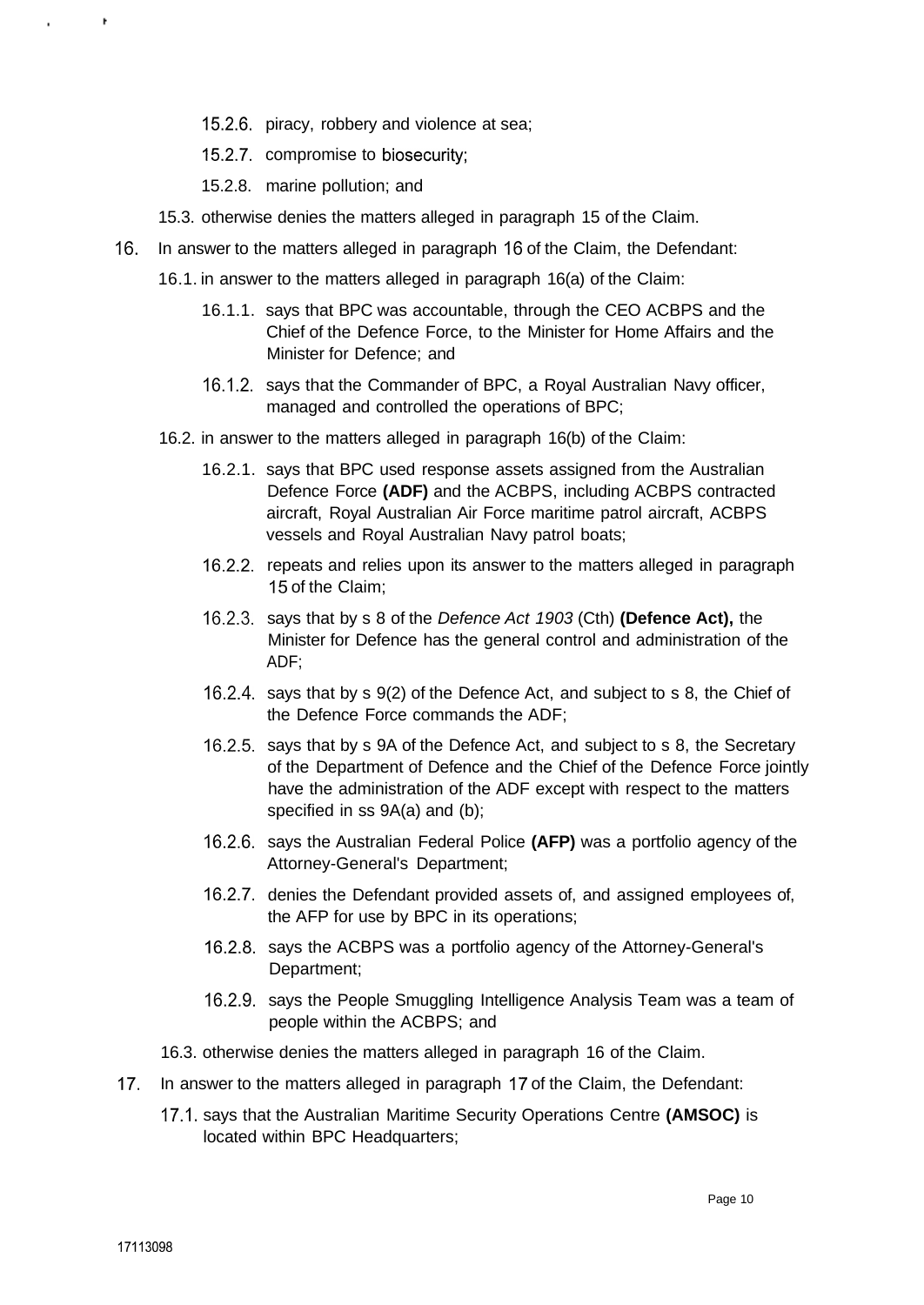15.2.6. piracy, robbery and violence at sea;

15.2.7. compromise to biosecurity;

15.2.8. marine pollution; and

15.3. otherwise denies the matters alleged in paragraph 15 of the Claim.

16. In answer to the matters alleged in paragraph 16 of the Claim, the Defendant:

16.1. in answer to the matters alleged in paragraph 16(a) of the Claim:

16.1.1. says that BPC was accountable, through the CEO ACBPS and the Chief of the Defence Force, to the Minister for Home Affairs and the Minister for Defence; and

16.1.2. says that the Commander of BPC, a Royal Australian Navy officer, managed and controlled the operations of BPC;

16.2. in answer to the matters alleged in paragraph 16(b) of the Claim:

16.2.1. says that BPC used response assets assigned from the Australian Defence Force **(ADF)** and the ACBPS, including ACBPS contracted aircraft, Royal Australian Air Force maritime patrol aircraft, ACBPS vessels and Royal Australian Navy patrol boats;

16.2.2. repeats and relies upon its answer to the matters alleged in paragraph 15 of the Claim;

16.2.3. says that by s 8 of the *Defence Act 1903* (Cth) **(Defence Act),** the Minister for Defence has the general control and administration of the ADF;

16.2.4. says that by s 9(2) of the Defence Act, and subject to s 8, the Chief of the Defence Force commands the ADF;

16.2.5. says that by s 9A of the Defence Act, and subject to s 8, the Secretary of the Department of Defence and the Chief of the Defence Force jointly have the administration of the ADF except with respect to the matters specified in ss 9A(a) and (b);

16.2.6. says the Australian Federal Police **(AFP)** was a portfolio agency of the Attorney-General's Department;

16.2.7. denies the Defendant provided assets of, and assigned employees of, the AFP for use by BPC in its operations;

16.2.8. says the ACBPS was a portfolio agency of the Attorney-General's Department;

16.2.9. says the People Smuggling Intelligence Analysis Team was a team of people within the ACBPS; and

16.3. otherwise denies the matters alleged in paragraph 16 of the Claim.

17. In answer to the matters alleged in paragraph 17 of the Claim, the Defendant:

17.1. says that the Australian Maritime Security Operations Centre **(AMSOC)** is located within BPC Headquarters;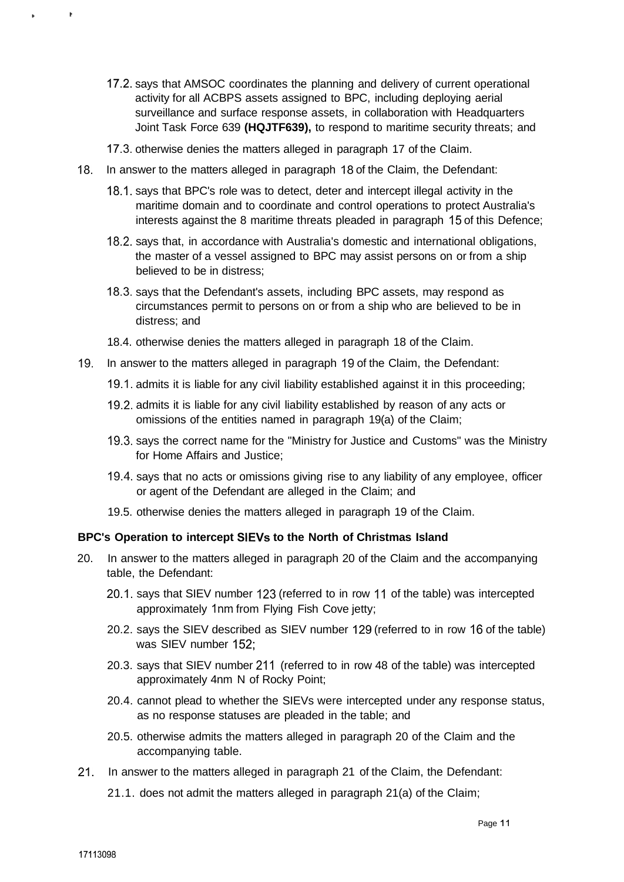17.2. says that AMSOC coordinates the planning and delivery of current operational activity for all ACBPS assets assigned to BPC, including deploying aerial surveillance and surface response assets, in collaboration with Headquarters Joint Task Force 639 **(HQJTF639),** to respond to maritime security threats; and

17.3. otherwise denies the matters alleged in paragraph 17 of the Claim.

18. In answer to the matters alleged in paragraph 18 of the Claim, the Defendant:

    18.1. says that BPC's role was to detect, deter and intercept illegal activity in the maritime domain and to coordinate and control operations to protect Australia's interests against the 8 maritime threats pleaded in paragraph 15 of this Defence;

    18.2. says that, in accordance with Australia's domestic and international obligations, the master of a vessel assigned to BPC may assist persons on or from a ship believed to be in distress;

    18.3. says that the Defendant's assets, including BPC assets, may respond as circumstances permit to persons on or from a ship who are believed to be in distress; and

    18.4. otherwise denies the matters alleged in paragraph 18 of the Claim.

19. In answer to the matters alleged in paragraph 19 of the Claim, the Defendant:

    19.1. admits it is liable for any civil liability established against it in this proceeding;

    19.2. admits it is liable for any civil liability established by reason of any acts or omissions of the entities named in paragraph 19(a) of the Claim;

    19.3. says the correct name for the "Ministry for Justice and Customs" was the Ministry for Home Affairs and Justice;

    19.4. says that no acts or omissions giving rise to any liability of any employee, officer or agent of the Defendant are alleged in the Claim; and

    19.5. otherwise denies the matters alleged in paragraph 19 of the Claim.

**BPC's Operation to intercept SIEVs to the North of Christmas Island**

20. In answer to the matters alleged in paragraph 20 of the Claim and the accompanying table, the Defendant:

    20.1. says that SIEV number 123 (referred to in row 11 of the table) was intercepted approximately 1nm from Flying Fish Cove jetty;

    20.2. says the SIEV described as SIEV number 129 (referred to in row 16 of the table) was SIEV number 152;

    20.3. says that SIEV number 211 (referred to in row 48 of the table) was intercepted approximately 4nm N of Rocky Point;

    20.4. cannot plead to whether the SIEVs were intercepted under any response status, as no response statuses are pleaded in the table; and

    20.5. otherwise admits the matters alleged in paragraph 20 of the Claim and the accompanying table.

21. In answer to the matters alleged in paragraph 21 of the Claim, the Defendant:

    21.1. does not admit the matters alleged in paragraph 21(a) of the Claim;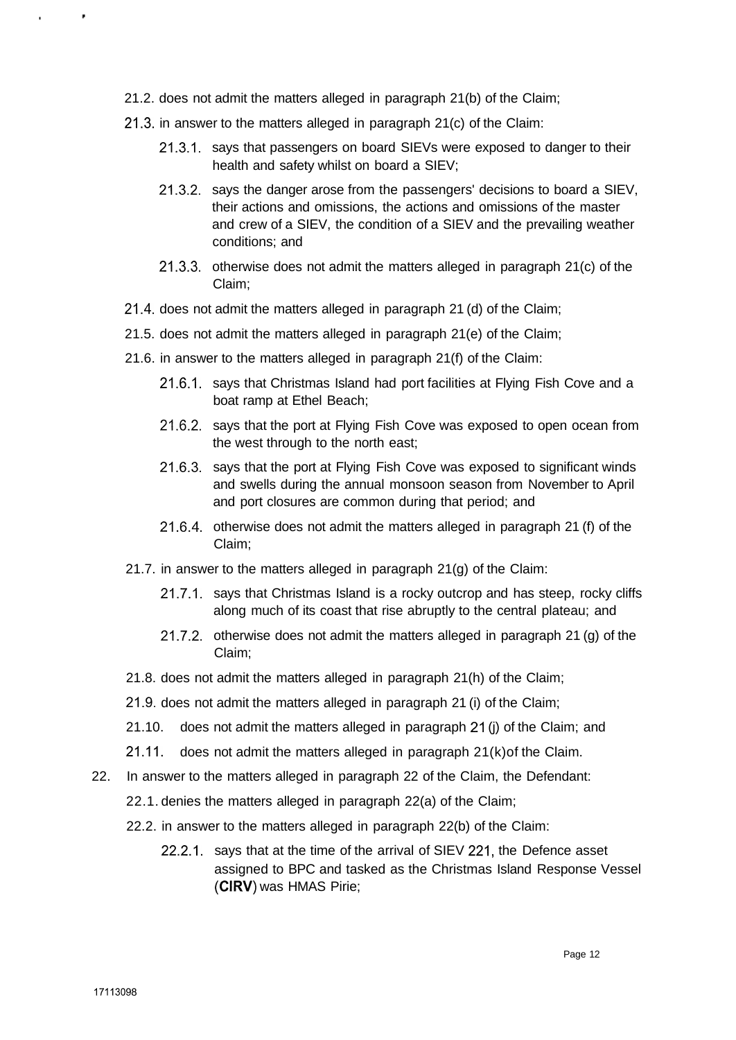21.2. does not admit the matters alleged in paragraph 21(b) of the Claim;

21.3. in answer to the matters alleged in paragraph 21(c) of the Claim:

21.3.1. says that passengers on board SIEVs were exposed to danger to their health and safety whilst on board a SIEV;

21.3.2. says the danger arose from the passengers' decisions to board a SIEV, their actions and omissions, the actions and omissions of the master and crew of a SIEV, the condition of a SIEV and the prevailing weather conditions; and

21.3.3. otherwise does not admit the matters alleged in paragraph 21(c) of the Claim;

21.4. does not admit the matters alleged in paragraph 21 (d) of the Claim;

21.5. does not admit the matters alleged in paragraph 21(e) of the Claim;

21.6. in answer to the matters alleged in paragraph 21(f) of the Claim:

21.6.1. says that Christmas Island had port facilities at Flying Fish Cove and a boat ramp at Ethel Beach;

21.6.2. says that the port at Flying Fish Cove was exposed to open ocean from the west through to the north east;

21.6.3. says that the port at Flying Fish Cove was exposed to significant winds and swells during the annual monsoon season from November to April and port closures are common during that period; and

21.6.4. otherwise does not admit the matters alleged in paragraph 21 (f) of the Claim;

21.7. in answer to the matters alleged in paragraph 21(g) of the Claim:

21.7.1. says that Christmas Island is a rocky outcrop and has steep, rocky cliffs along much of its coast that rise abruptly to the central plateau; and

21.7.2. otherwise does not admit the matters alleged in paragraph 21 (g) of the Claim;

21.8. does not admit the matters alleged in paragraph 21(h) of the Claim;

21.9. does not admit the matters alleged in paragraph 21 (i) of the Claim;

21.10. does not admit the matters alleged in paragraph 21 (j) of the Claim; and

21.11. does not admit the matters alleged in paragraph 21(k)of the Claim.

22. In answer to the matters alleged in paragraph 22 of the Claim, the Defendant:

22.1. denies the matters alleged in paragraph 22(a) of the Claim;

22.2. in answer to the matters alleged in paragraph 22(b) of the Claim:

22.2.1. says that at the time of the arrival of SIEV 221, the Defence asset assigned to BPC and tasked as the Christmas Island Response Vessel (**CIRV**) was HMAS Pirie;

17113098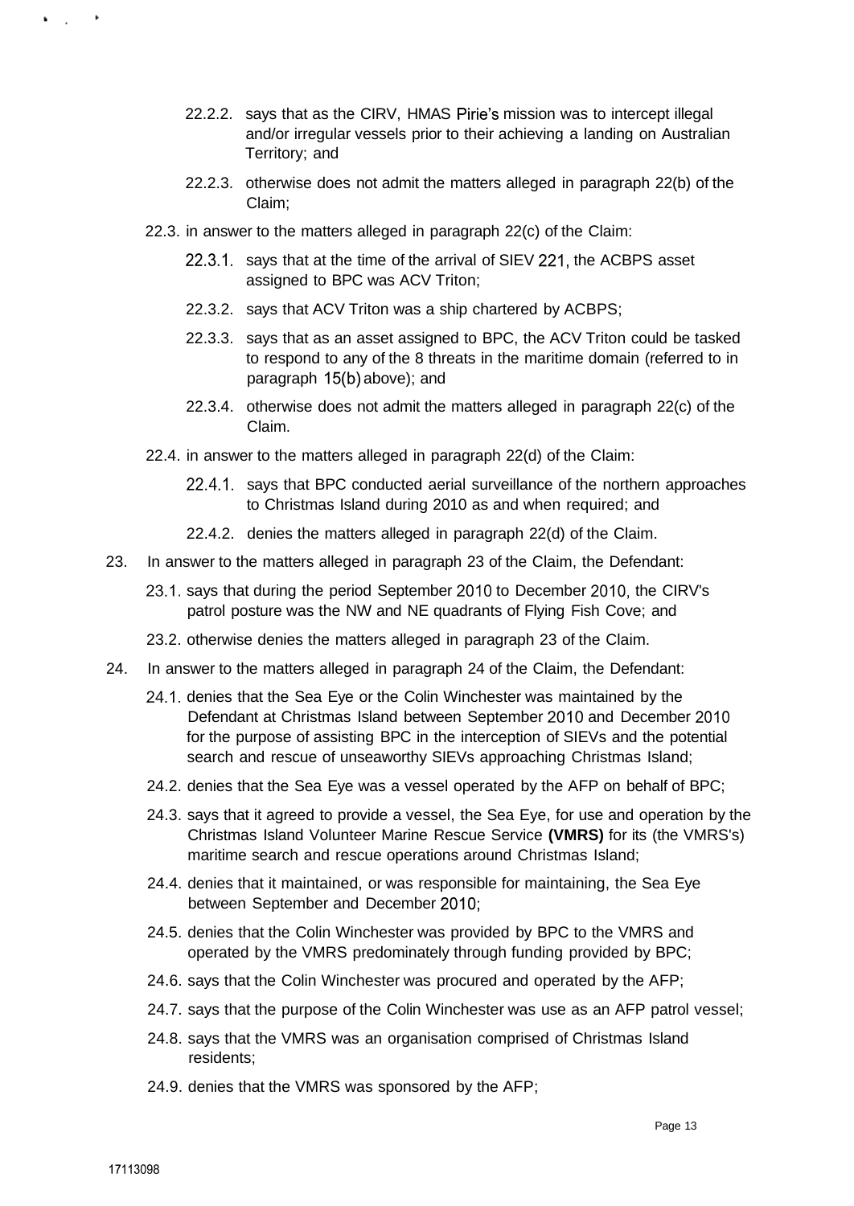22.2.2. says that as the CIRV, HMAS Pirie's mission was to intercept illegal and/or irregular vessels prior to their achieving a landing on Australian Territory; and

22.2.3. otherwise does not admit the matters alleged in paragraph 22(b) of the Claim;

22.3. in answer to the matters alleged in paragraph 22(c) of the Claim:

22.3.1. says that at the time of the arrival of SIEV 221, the ACBPS asset assigned to BPC was ACV Triton;

22.3.2. says that ACV Triton was a ship chartered by ACBPS;

22.3.3. says that as an asset assigned to BPC, the ACV Triton could be tasked to respond to any of the 8 threats in the maritime domain (referred to in paragraph 15(b) above); and

22.3.4. otherwise does not admit the matters alleged in paragraph 22(c) of the Claim.

22.4. in answer to the matters alleged in paragraph 22(d) of the Claim:

22.4.1. says that BPC conducted aerial surveillance of the northern approaches to Christmas Island during 2010 as and when required; and

22.4.2. denies the matters alleged in paragraph 22(d) of the Claim.

23. In answer to the matters alleged in paragraph 23 of the Claim, the Defendant:

23.1. says that during the period September 2010 to December 2010, the CIRV's patrol posture was the NW and NE quadrants of Flying Fish Cove; and

23.2. otherwise denies the matters alleged in paragraph 23 of the Claim.

24. In answer to the matters alleged in paragraph 24 of the Claim, the Defendant:

24.1. denies that the Sea Eye or the Colin Winchester was maintained by the Defendant at Christmas Island between September 2010 and December 2010 for the purpose of assisting BPC in the interception of SIEVs and the potential search and rescue of unseaworthy SIEVs approaching Christmas Island;

24.2. denies that the Sea Eye was a vessel operated by the AFP on behalf of BPC;

24.3. says that it agreed to provide a vessel, the Sea Eye, for use and operation by the Christmas Island Volunteer Marine Rescue Service **(VMRS)** for its (the VMRS's) maritime search and rescue operations around Christmas Island;

24.4. denies that it maintained, or was responsible for maintaining, the Sea Eye between September and December 2010;

24.5. denies that the Colin Winchester was provided by BPC to the VMRS and operated by the VMRS predominately through funding provided by BPC;

24.6. says that the Colin Winchester was procured and operated by the AFP;

24.7. says that the purpose of the Colin Winchester was use as an AFP patrol vessel;

24.8. says that the VMRS was an organisation comprised of Christmas Island residents;

24.9. denies that the VMRS was sponsored by the AFP;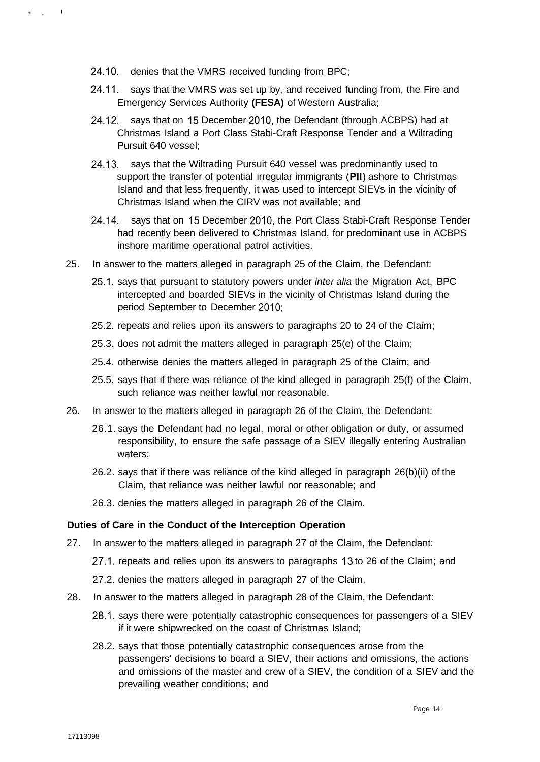24.10. denies that the VMRS received funding from BPC;

24.11. says that the VMRS was set up by, and received funding from, the Fire and Emergency Services Authority **(FESA)** of Western Australia;

24.12. says that on 15 December 2010, the Defendant (through ACBPS) had at Christmas Island a Port Class Stabi-Craft Response Tender and a Wiltrading Pursuit 640 vessel;

24.13. says that the Wiltrading Pursuit 640 vessel was predominantly used to support the transfer of potential irregular immigrants (**PII**) ashore to Christmas Island and that less frequently, it was used to intercept SIEVs in the vicinity of Christmas Island when the CIRV was not available; and

24.14. says that on 15 December 2010, the Port Class Stabi-Craft Response Tender had recently been delivered to Christmas Island, for predominant use in ACBPS inshore maritime operational patrol activities.

25. In answer to the matters alleged in paragraph 25 of the Claim, the Defendant:

25.1. says that pursuant to statutory powers under *inter alia* the Migration Act, BPC intercepted and boarded SIEVs in the vicinity of Christmas Island during the period September to December 2010;

25.2. repeats and relies upon its answers to paragraphs 20 to 24 of the Claim;

25.3. does not admit the matters alleged in paragraph 25(e) of the Claim;

25.4. otherwise denies the matters alleged in paragraph 25 of the Claim; and

25.5. says that if there was reliance of the kind alleged in paragraph 25(f) of the Claim, such reliance was neither lawful nor reasonable.

26. In answer to the matters alleged in paragraph 26 of the Claim, the Defendant:

26.1. says the Defendant had no legal, moral or other obligation or duty, or assumed responsibility, to ensure the safe passage of a SIEV illegally entering Australian waters;

26.2. says that if there was reliance of the kind alleged in paragraph 26(b)(ii) of the Claim, that reliance was neither lawful nor reasonable; and

26.3. denies the matters alleged in paragraph 26 of the Claim.

**Duties of Care in the Conduct of the Interception Operation**

27. In answer to the matters alleged in paragraph 27 of the Claim, the Defendant:

27.1. repeats and relies upon its answers to paragraphs 13 to 26 of the Claim; and

27.2. denies the matters alleged in paragraph 27 of the Claim.

28. In answer to the matters alleged in paragraph 28 of the Claim, the Defendant:

28.1. says there were potentially catastrophic consequences for passengers of a SIEV if it were shipwrecked on the coast of Christmas Island;

28.2. says that those potentially catastrophic consequences arose from the passengers' decisions to board a SIEV, their actions and omissions, the actions and omissions of the master and crew of a SIEV, the condition of a SIEV and the prevailing weather conditions; and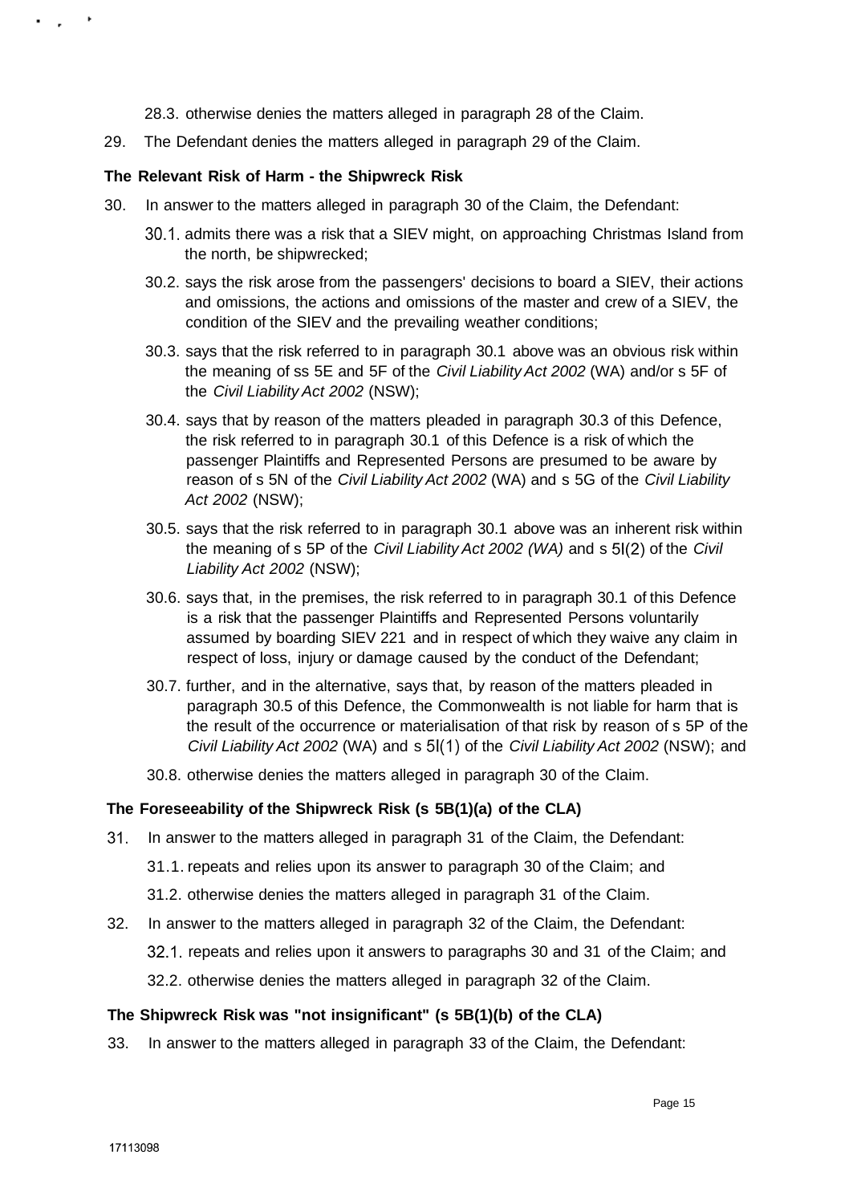28.3. otherwise denies the matters alleged in paragraph 28 of the Claim.

29. The Defendant denies the matters alleged in paragraph 29 of the Claim.

**The Relevant Risk of Harm - the Shipwreck Risk**

30. In answer to the matters alleged in paragraph 30 of the Claim, the Defendant:

    30.1. admits there was a risk that a SIEV might, on approaching Christmas Island from the north, be shipwrecked;

    30.2. says the risk arose from the passengers' decisions to board a SIEV, their actions and omissions, the actions and omissions of the master and crew of a SIEV, the condition of the SIEV and the prevailing weather conditions;

    30.3. says that the risk referred to in paragraph 30.1 above was an obvious risk within the meaning of ss 5E and 5F of the *Civil Liability Act 2002* (WA) and/or s 5F of the *Civil Liability Act 2002* (NSW);

    30.4. says that by reason of the matters pleaded in paragraph 30.3 of this Defence, the risk referred to in paragraph 30.1 of this Defence is a risk of which the passenger Plaintiffs and Represented Persons are presumed to be aware by reason of s 5N of the *Civil Liability Act 2002* (WA) and s 5G of the *Civil Liability Act 2002* (NSW);

    30.5. says that the risk referred to in paragraph 30.1 above was an inherent risk within the meaning of s 5P of the *Civil Liability Act 2002 (WA)* and s 5I(2) of the *Civil Liability Act 2002* (NSW);

    30.6. says that, in the premises, the risk referred to in paragraph 30.1 of this Defence is a risk that the passenger Plaintiffs and Represented Persons voluntarily assumed by boarding SIEV 221 and in respect of which they waive any claim in respect of loss, injury or damage caused by the conduct of the Defendant;

    30.7. further, and in the alternative, says that, by reason of the matters pleaded in paragraph 30.5 of this Defence, the Commonwealth is not liable for harm that is the result of the occurrence or materialisation of that risk by reason of s 5P of the *Civil Liability Act 2002* (WA) and s 5I(1) of the *Civil Liability Act 2002* (NSW); and

    30.8. otherwise denies the matters alleged in paragraph 30 of the Claim.

**The Foreseeability of the Shipwreck Risk (s 5B(1)(a) of the CLA)**

31. In answer to the matters alleged in paragraph 31 of the Claim, the Defendant:

    31.1. repeats and relies upon its answer to paragraph 30 of the Claim; and

    31.2. otherwise denies the matters alleged in paragraph 31 of the Claim.

32. In answer to the matters alleged in paragraph 32 of the Claim, the Defendant:

    32.1. repeats and relies upon it answers to paragraphs 30 and 31 of the Claim; and

    32.2. otherwise denies the matters alleged in paragraph 32 of the Claim.

**The Shipwreck Risk was "not insignificant" (s 5B(1)(b) of the CLA)**

33. In answer to the matters alleged in paragraph 33 of the Claim, the Defendant: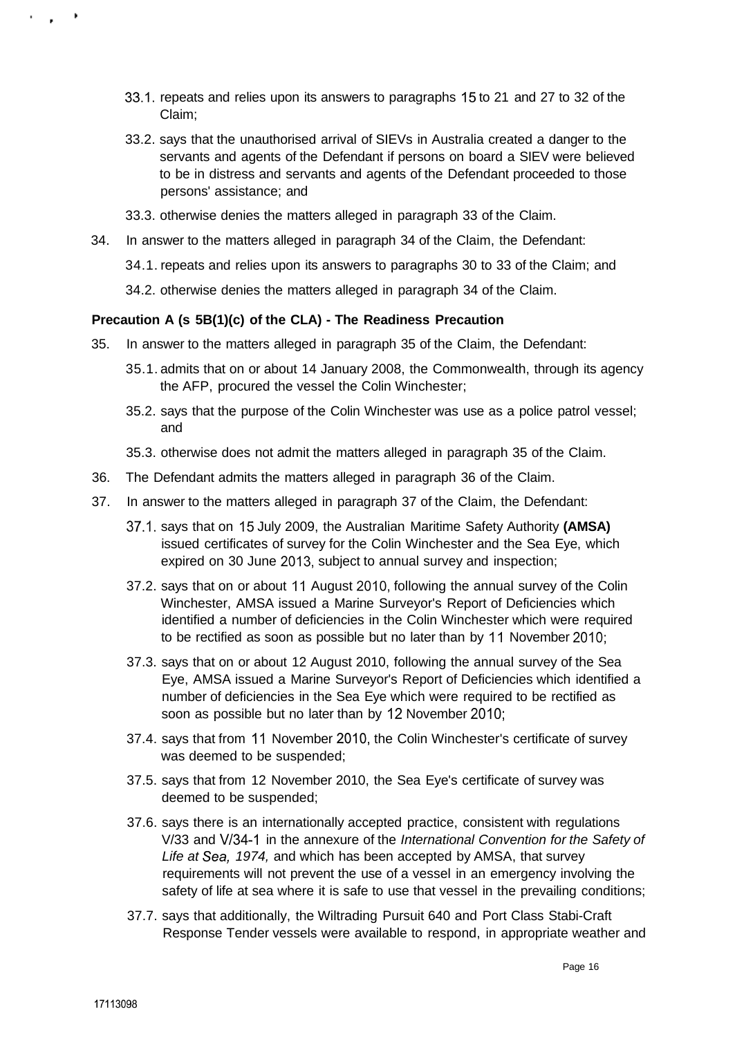33.1. repeats and relies upon its answers to paragraphs 15 to 21 and 27 to 32 of the Claim;

33.2. says that the unauthorised arrival of SIEVs in Australia created a danger to the servants and agents of the Defendant if persons on board a SIEV were believed to be in distress and servants and agents of the Defendant proceeded to those persons' assistance; and

33.3. otherwise denies the matters alleged in paragraph 33 of the Claim.

34. In answer to the matters alleged in paragraph 34 of the Claim, the Defendant:

34.1. repeats and relies upon its answers to paragraphs 30 to 33 of the Claim; and

34.2. otherwise denies the matters alleged in paragraph 34 of the Claim.

**Precaution A (s 5B(1)(c) of the CLA) - The Readiness Precaution**

35. In answer to the matters alleged in paragraph 35 of the Claim, the Defendant:

35.1. admits that on or about 14 January 2008, the Commonwealth, through its agency the AFP, procured the vessel the Colin Winchester;

35.2. says that the purpose of the Colin Winchester was use as a police patrol vessel; and

35.3. otherwise does not admit the matters alleged in paragraph 35 of the Claim.

36. The Defendant admits the matters alleged in paragraph 36 of the Claim.

37. In answer to the matters alleged in paragraph 37 of the Claim, the Defendant:

37.1. says that on 15 July 2009, the Australian Maritime Safety Authority **(AMSA)** issued certificates of survey for the Colin Winchester and the Sea Eye, which expired on 30 June 2013, subject to annual survey and inspection;

37.2. says that on or about 11 August 2010, following the annual survey of the Colin Winchester, AMSA issued a Marine Surveyor's Report of Deficiencies which identified a number of deficiencies in the Colin Winchester which were required to be rectified as soon as possible but no later than by 11 November 2010;

37.3. says that on or about 12 August 2010, following the annual survey of the Sea Eye, AMSA issued a Marine Surveyor's Report of Deficiencies which identified a number of deficiencies in the Sea Eye which were required to be rectified as soon as possible but no later than by 12 November 2010;

37.4. says that from 11 November 2010, the Colin Winchester's certificate of survey was deemed to be suspended;

37.5. says that from 12 November 2010, the Sea Eye's certificate of survey was deemed to be suspended;

37.6. says there is an internationally accepted practice, consistent with regulations V/33 and V/34-1 in the annexure of the *International Convention for the Safety of Life at Sea, 1974,* and which has been accepted by AMSA, that survey requirements will not prevent the use of a vessel in an emergency involving the safety of life at sea where it is safe to use that vessel in the prevailing conditions;

37.7. says that additionally, the Wiltrading Pursuit 640 and Port Class Stabi-Craft Response Tender vessels were available to respond, in appropriate weather and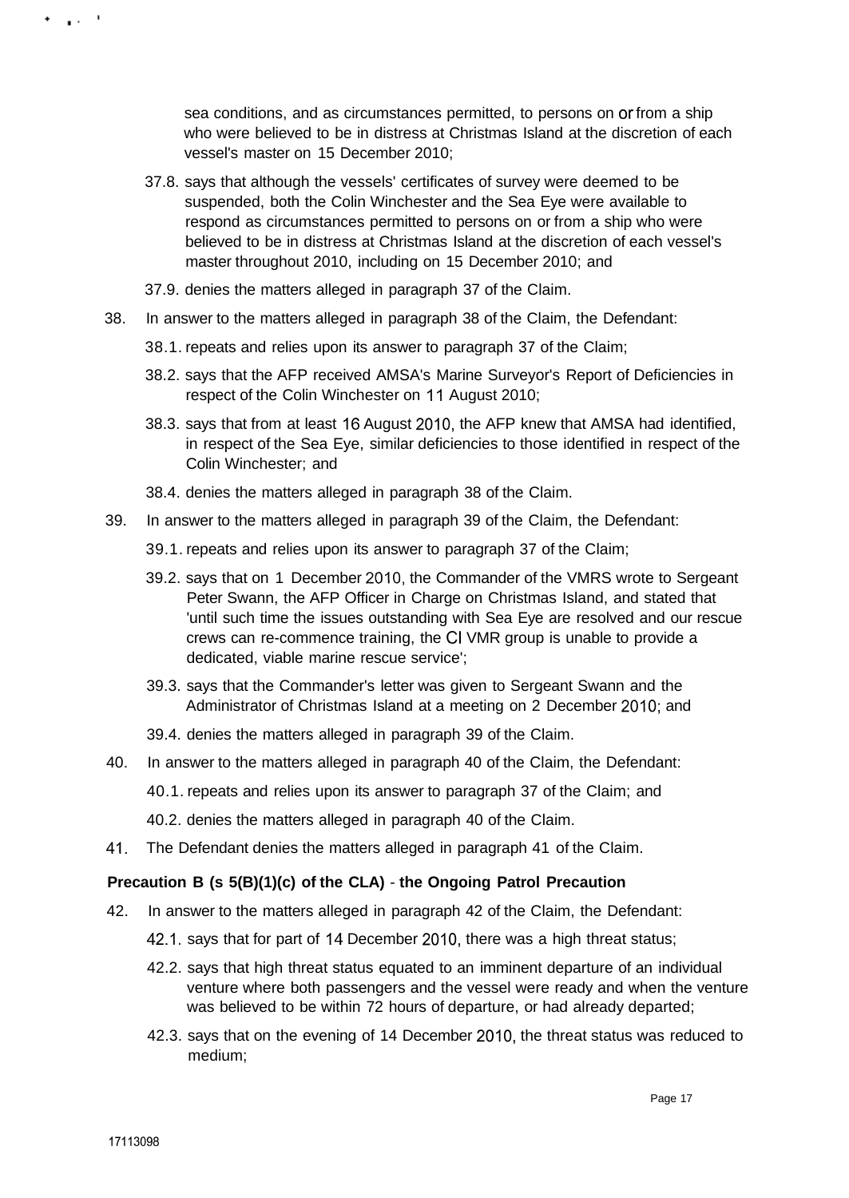sea conditions, and as circumstances permitted, to persons on or from a ship who were believed to be in distress at Christmas Island at the discretion of each vessel's master on 15 December 2010;

37.8. says that although the vessels' certificates of survey were deemed to be suspended, both the Colin Winchester and the Sea Eye were available to respond as circumstances permitted to persons on or from a ship who were believed to be in distress at Christmas Island at the discretion of each vessel's master throughout 2010, including on 15 December 2010; and

37.9. denies the matters alleged in paragraph 37 of the Claim.

38. In answer to the matters alleged in paragraph 38 of the Claim, the Defendant:

38.1. repeats and relies upon its answer to paragraph 37 of the Claim;

38.2. says that the AFP received AMSA's Marine Surveyor's Report of Deficiencies in respect of the Colin Winchester on 11 August 2010;

38.3. says that from at least 16 August 2010, the AFP knew that AMSA had identified, in respect of the Sea Eye, similar deficiencies to those identified in respect of the Colin Winchester; and

38.4. denies the matters alleged in paragraph 38 of the Claim.

39. In answer to the matters alleged in paragraph 39 of the Claim, the Defendant:

39.1. repeats and relies upon its answer to paragraph 37 of the Claim;

39.2. says that on 1 December 2010, the Commander of the VMRS wrote to Sergeant Peter Swann, the AFP Officer in Charge on Christmas Island, and stated that 'until such time the issues outstanding with Sea Eye are resolved and our rescue crews can re-commence training, the CI VMR group is unable to provide a dedicated, viable marine rescue service';

39.3. says that the Commander's letter was given to Sergeant Swann and the Administrator of Christmas Island at a meeting on 2 December 2010; and

39.4. denies the matters alleged in paragraph 39 of the Claim.

40. In answer to the matters alleged in paragraph 40 of the Claim, the Defendant:

40.1. repeats and relies upon its answer to paragraph 37 of the Claim; and

40.2. denies the matters alleged in paragraph 40 of the Claim.

41. The Defendant denies the matters alleged in paragraph 41 of the Claim.

**Precaution B (s 5(B)(1)(c) of the CLA) - the Ongoing Patrol Precaution**

42. In answer to the matters alleged in paragraph 42 of the Claim, the Defendant:

42.1. says that for part of 14 December 2010, there was a high threat status;

42.2. says that high threat status equated to an imminent departure of an individual venture where both passengers and the vessel were ready and when the venture was believed to be within 72 hours of departure, or had already departed;

42.3. says that on the evening of 14 December 2010, the threat status was reduced to medium;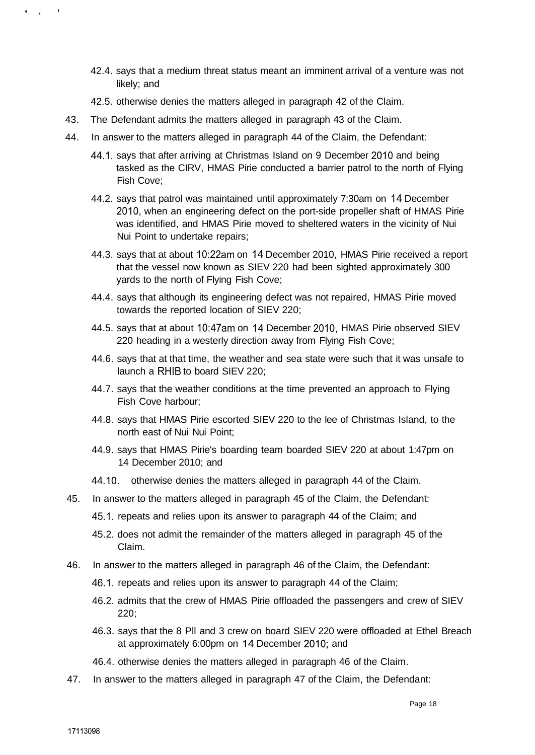42.4. says that a medium threat status meant an imminent arrival of a venture was not likely; and

42.5. otherwise denies the matters alleged in paragraph 42 of the Claim.

43. The Defendant admits the matters alleged in paragraph 43 of the Claim.

44. In answer to the matters alleged in paragraph 44 of the Claim, the Defendant:

44.1. says that after arriving at Christmas Island on 9 December 2010 and being tasked as the CIRV, HMAS Pirie conducted a barrier patrol to the north of Flying Fish Cove;

44.2. says that patrol was maintained until approximately 7:30am on 14 December 2010, when an engineering defect on the port-side propeller shaft of HMAS Pirie was identified, and HMAS Pirie moved to sheltered waters in the vicinity of Nui Nui Point to undertake repairs;

44.3. says that at about 10:22am on 14 December 2010, HMAS Pirie received a report that the vessel now known as SIEV 220 had been sighted approximately 300 yards to the north of Flying Fish Cove;

44.4. says that although its engineering defect was not repaired, HMAS Pirie moved towards the reported location of SIEV 220;

44.5. says that at about 10:47am on 14 December 2010, HMAS Pirie observed SIEV 220 heading in a westerly direction away from Flying Fish Cove;

44.6. says that at that time, the weather and sea state were such that it was unsafe to launch a RHIB to board SIEV 220;

44.7. says that the weather conditions at the time prevented an approach to Flying Fish Cove harbour;

44.8. says that HMAS Pirie escorted SIEV 220 to the lee of Christmas Island, to the north east of Nui Nui Point;

44.9. says that HMAS Pirie's boarding team boarded SIEV 220 at about 1:47pm on 14 December 2010; and

44.10. otherwise denies the matters alleged in paragraph 44 of the Claim.

45. In answer to the matters alleged in paragraph 45 of the Claim, the Defendant:

45.1. repeats and relies upon its answer to paragraph 44 of the Claim; and

45.2. does not admit the remainder of the matters alleged in paragraph 45 of the Claim.

46. In answer to the matters alleged in paragraph 46 of the Claim, the Defendant:

46.1. repeats and relies upon its answer to paragraph 44 of the Claim;

46.2. admits that the crew of HMAS Pirie offloaded the passengers and crew of SIEV 220;

46.3. says that the 8 PII and 3 crew on board SIEV 220 were offloaded at Ethel Breach at approximately 6:00pm on 14 December 2010; and

46.4. otherwise denies the matters alleged in paragraph 46 of the Claim.

47. In answer to the matters alleged in paragraph 47 of the Claim, the Defendant: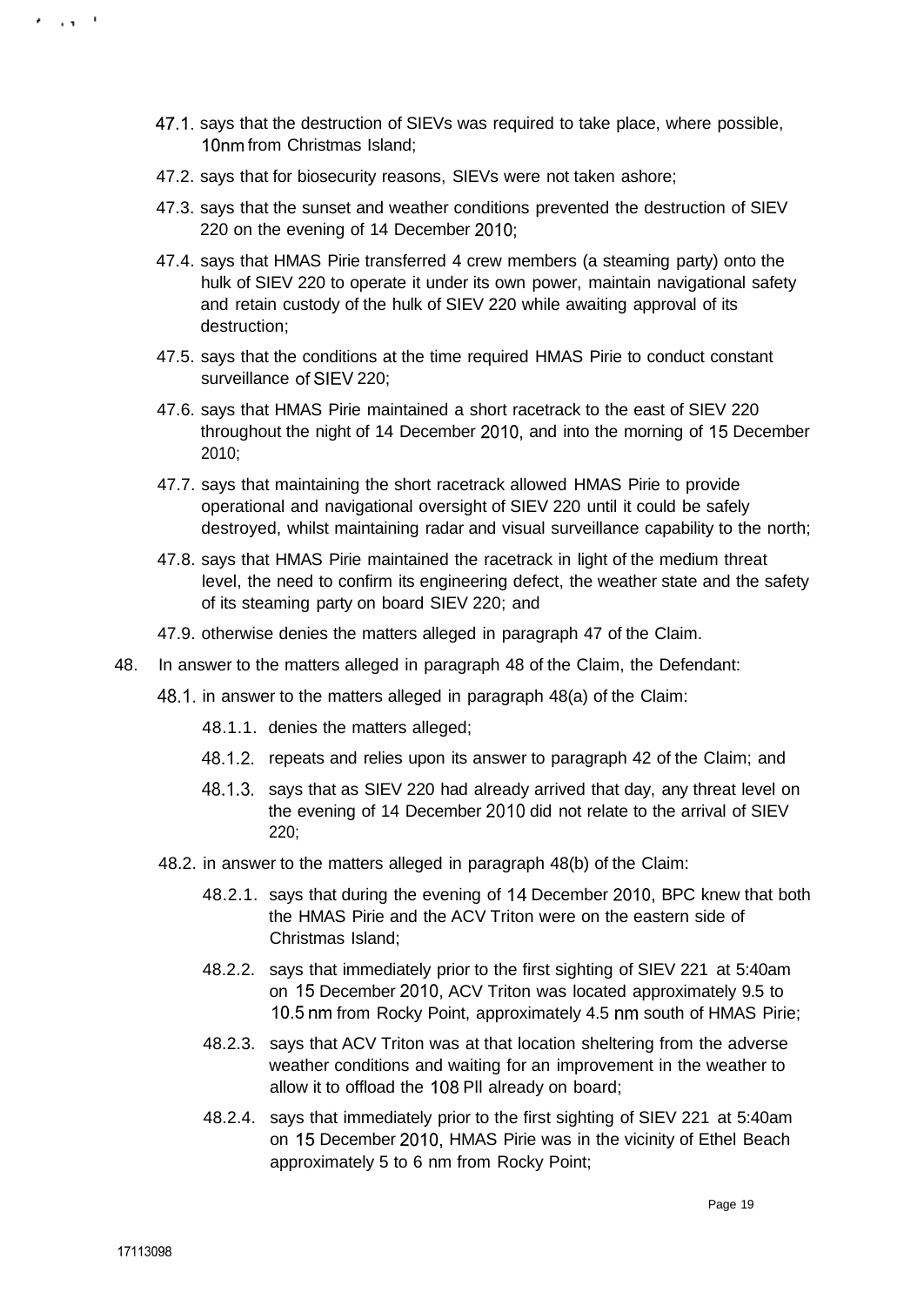47.1. says that the destruction of SIEVs was required to take place, where possible, 10nm from Christmas Island;

47.2. says that for biosecurity reasons, SIEVs were not taken ashore;

47.3. says that the sunset and weather conditions prevented the destruction of SIEV 220 on the evening of 14 December 2010;

47.4. says that HMAS Pirie transferred 4 crew members (a steaming party) onto the hulk of SIEV 220 to operate it under its own power, maintain navigational safety and retain custody of the hulk of SIEV 220 while awaiting approval of its destruction;

47.5. says that the conditions at the time required HMAS Pirie to conduct constant surveillance of SIEV 220;

47.6. says that HMAS Pirie maintained a short racetrack to the east of SIEV 220 throughout the night of 14 December 2010, and into the morning of 15 December 2010;

47.7. says that maintaining the short racetrack allowed HMAS Pirie to provide operational and navigational oversight of SIEV 220 until it could be safely destroyed, whilst maintaining radar and visual surveillance capability to the north;

47.8. says that HMAS Pirie maintained the racetrack in light of the medium threat level, the need to confirm its engineering defect, the weather state and the safety of its steaming party on board SIEV 220; and

47.9. otherwise denies the matters alleged in paragraph 47 of the Claim.

48. In answer to the matters alleged in paragraph 48 of the Claim, the Defendant:

48.1. in answer to the matters alleged in paragraph 48(a) of the Claim:

48.1.1. denies the matters alleged;

48.1.2. repeats and relies upon its answer to paragraph 42 of the Claim; and

48.1.3. says that as SIEV 220 had already arrived that day, any threat level on the evening of 14 December 2010 did not relate to the arrival of SIEV 220;

48.2. in answer to the matters alleged in paragraph 48(b) of the Claim:

48.2.1. says that during the evening of 14 December 2010, BPC knew that both the HMAS Pirie and the ACV Triton were on the eastern side of Christmas Island;

48.2.2. says that immediately prior to the first sighting of SIEV 221 at 5:40am on 15 December 2010, ACV Triton was located approximately 9.5 to 10.5 nm from Rocky Point, approximately 4.5 nm south of HMAS Pirie;

48.2.3. says that ACV Triton was at that location sheltering from the adverse weather conditions and waiting for an improvement in the weather to allow it to offload the 108 PII already on board;

48.2.4. says that immediately prior to the first sighting of SIEV 221 at 5:40am on 15 December 2010, HMAS Pirie was in the vicinity of Ethel Beach approximately 5 to 6 nm from Rocky Point;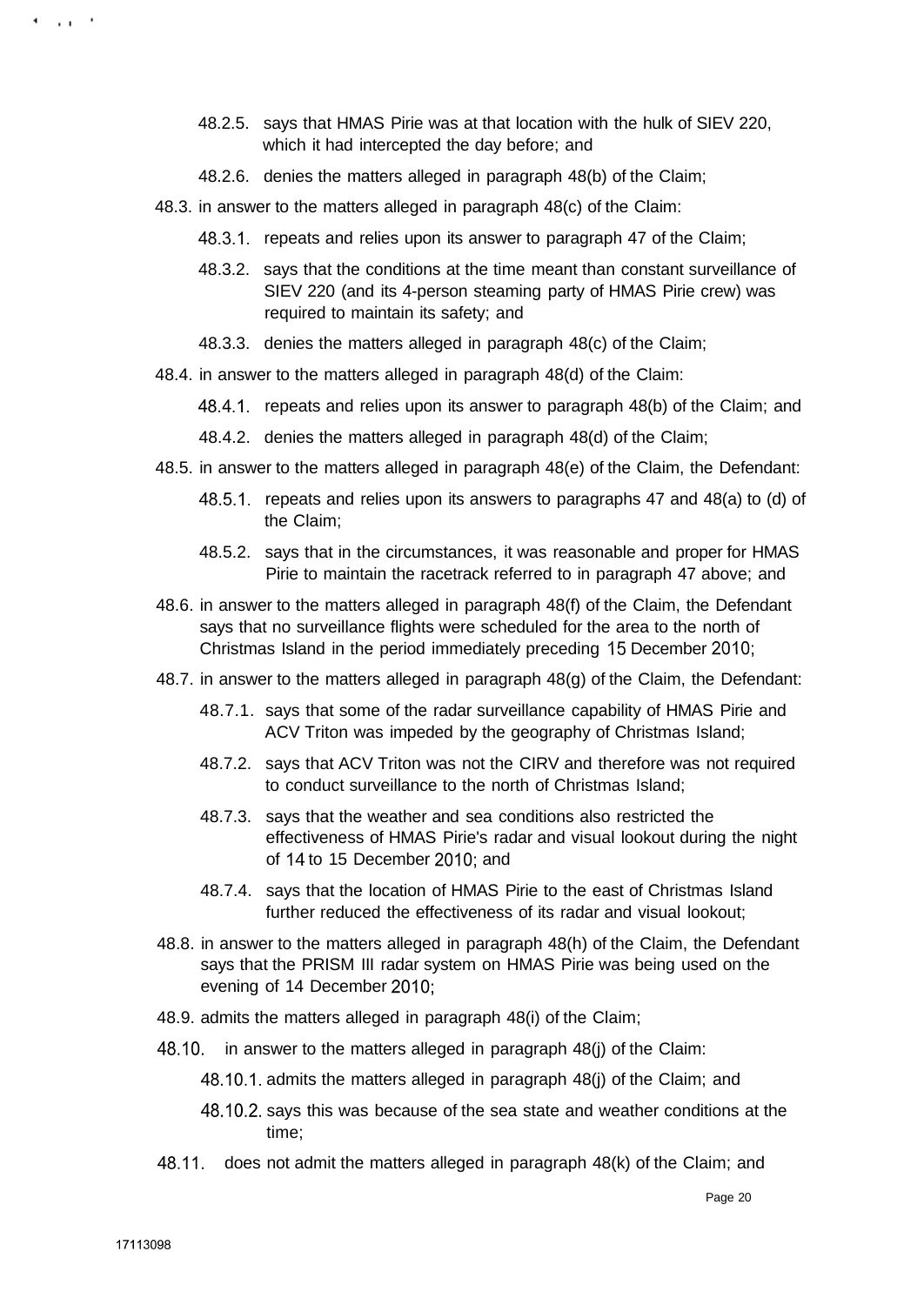48.2.5. says that HMAS Pirie was at that location with the hulk of SIEV 220, which it had intercepted the day before; and

48.2.6. denies the matters alleged in paragraph 48(b) of the Claim;

48.3. in answer to the matters alleged in paragraph 48(c) of the Claim:

48.3.1. repeats and relies upon its answer to paragraph 47 of the Claim;

48.3.2. says that the conditions at the time meant than constant surveillance of SIEV 220 (and its 4-person steaming party of HMAS Pirie crew) was required to maintain its safety; and

48.3.3. denies the matters alleged in paragraph 48(c) of the Claim;

48.4. in answer to the matters alleged in paragraph 48(d) of the Claim:

48.4.1. repeats and relies upon its answer to paragraph 48(b) of the Claim; and

48.4.2. denies the matters alleged in paragraph 48(d) of the Claim;

48.5. in answer to the matters alleged in paragraph 48(e) of the Claim, the Defendant:

48.5.1. repeats and relies upon its answers to paragraphs 47 and 48(a) to (d) of the Claim;

48.5.2. says that in the circumstances, it was reasonable and proper for HMAS Pirie to maintain the racetrack referred to in paragraph 47 above; and

48.6. in answer to the matters alleged in paragraph 48(f) of the Claim, the Defendant says that no surveillance flights were scheduled for the area to the north of Christmas Island in the period immediately preceding 15 December 2010;

48.7. in answer to the matters alleged in paragraph 48(g) of the Claim, the Defendant:

48.7.1. says that some of the radar surveillance capability of HMAS Pirie and ACV Triton was impeded by the geography of Christmas Island;

48.7.2. says that ACV Triton was not the CIRV and therefore was not required to conduct surveillance to the north of Christmas Island;

48.7.3. says that the weather and sea conditions also restricted the effectiveness of HMAS Pirie's radar and visual lookout during the night of 14 to 15 December 2010; and

48.7.4. says that the location of HMAS Pirie to the east of Christmas Island further reduced the effectiveness of its radar and visual lookout;

48.8. in answer to the matters alleged in paragraph 48(h) of the Claim, the Defendant says that the PRISM III radar system on HMAS Pirie was being used on the evening of 14 December 2010;

48.9. admits the matters alleged in paragraph 48(i) of the Claim;

48.10. in answer to the matters alleged in paragraph 48(j) of the Claim:

48.10.1. admits the matters alleged in paragraph 48(j) of the Claim; and

48.10.2. says this was because of the sea state and weather conditions at the time;

48.11. does not admit the matters alleged in paragraph 48(k) of the Claim; and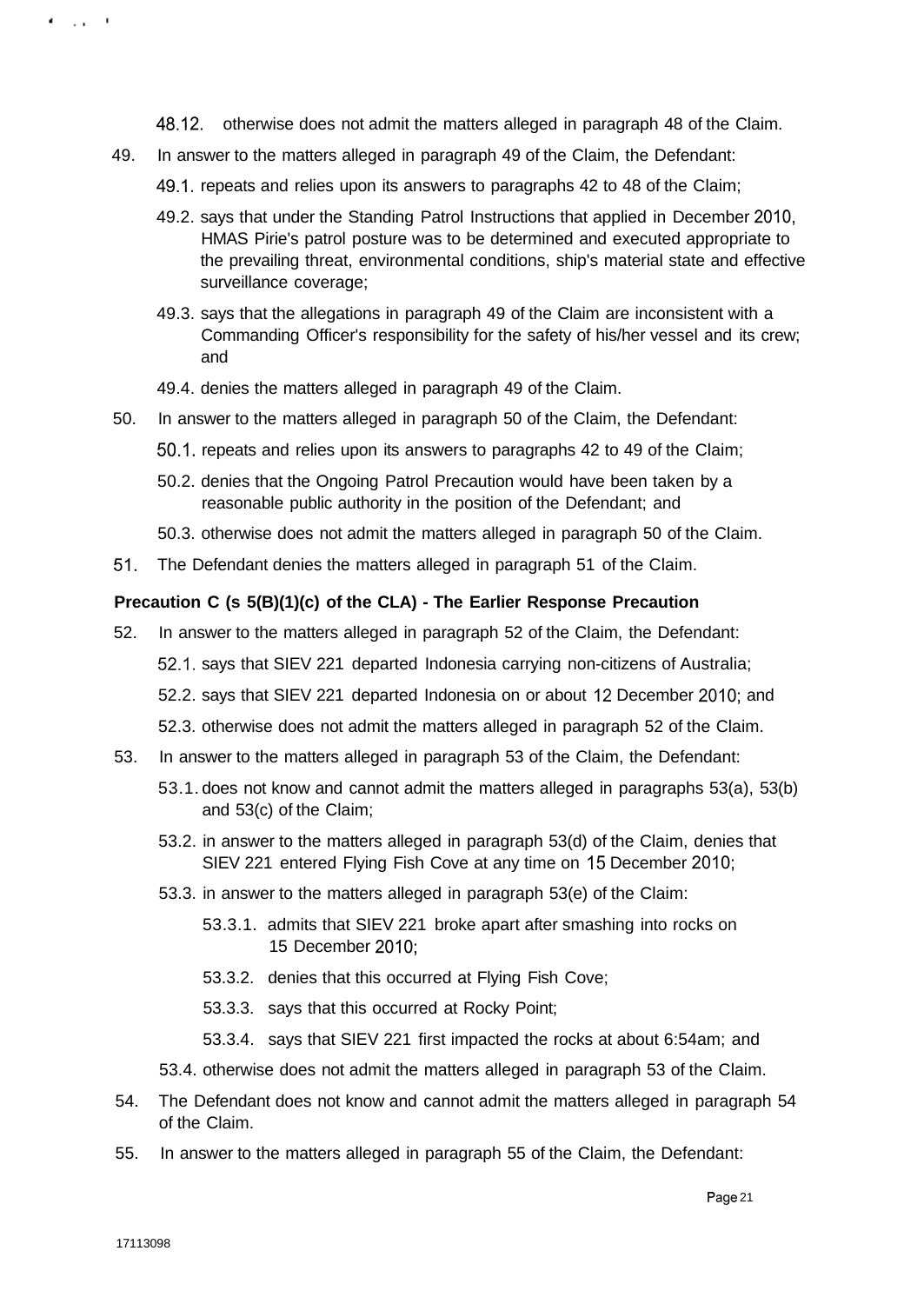48.12. otherwise does not admit the matters alleged in paragraph 48 of the Claim.

49. In answer to the matters alleged in paragraph 49 of the Claim, the Defendant:

    49.1. repeats and relies upon its answers to paragraphs 42 to 48 of the Claim;

    49.2. says that under the Standing Patrol Instructions that applied in December 2010, HMAS Pirie's patrol posture was to be determined and executed appropriate to the prevailing threat, environmental conditions, ship's material state and effective surveillance coverage;

    49.3. says that the allegations in paragraph 49 of the Claim are inconsistent with a Commanding Officer's responsibility for the safety of his/her vessel and its crew; and

    49.4. denies the matters alleged in paragraph 49 of the Claim.

50. In answer to the matters alleged in paragraph 50 of the Claim, the Defendant:

    50.1. repeats and relies upon its answers to paragraphs 42 to 49 of the Claim;

    50.2. denies that the Ongoing Patrol Precaution would have been taken by a reasonable public authority in the position of the Defendant; and

    50.3. otherwise does not admit the matters alleged in paragraph 50 of the Claim.

51. The Defendant denies the matters alleged in paragraph 51 of the Claim.

**Precaution C (s 5(B)(1)(c) of the CLA) - The Earlier Response Precaution**

52. In answer to the matters alleged in paragraph 52 of the Claim, the Defendant:

    52.1. says that SIEV 221 departed Indonesia carrying non-citizens of Australia;

    52.2. says that SIEV 221 departed Indonesia on or about 12 December 2010; and

    52.3. otherwise does not admit the matters alleged in paragraph 52 of the Claim.

53. In answer to the matters alleged in paragraph 53 of the Claim, the Defendant:

    53.1. does not know and cannot admit the matters alleged in paragraphs 53(a), 53(b) and 53(c) of the Claim;

    53.2. in answer to the matters alleged in paragraph 53(d) of the Claim, denies that SIEV 221 entered Flying Fish Cove at any time on 15 December 2010;

    53.3. in answer to the matters alleged in paragraph 53(e) of the Claim:

        53.3.1. admits that SIEV 221 broke apart after smashing into rocks on 15 December 2010;

        53.3.2. denies that this occurred at Flying Fish Cove;

        53.3.3. says that this occurred at Rocky Point;

        53.3.4. says that SIEV 221 first impacted the rocks at about 6:54am; and

    53.4. otherwise does not admit the matters alleged in paragraph 53 of the Claim.

54. The Defendant does not know and cannot admit the matters alleged in paragraph 54 of the Claim.

55. In answer to the matters alleged in paragraph 55 of the Claim, the Defendant: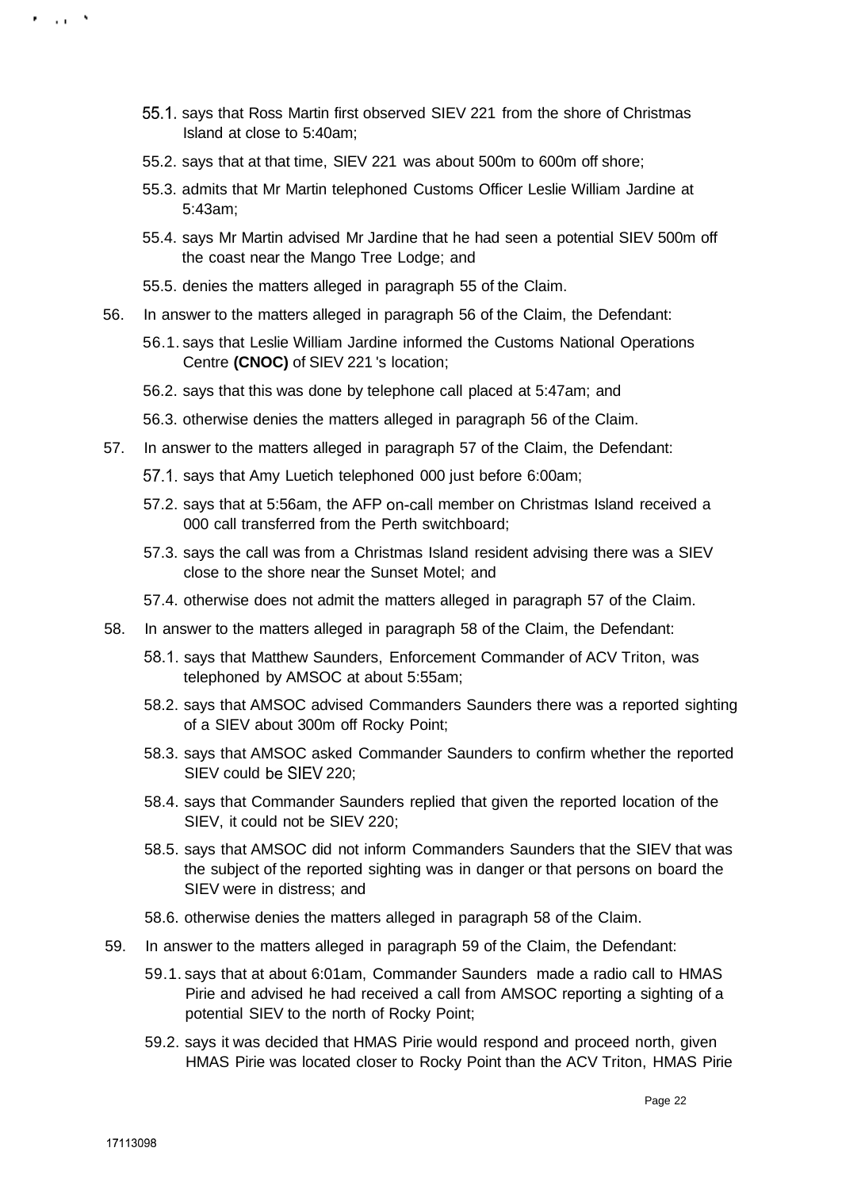55.1. says that Ross Martin first observed SIEV 221 from the shore of Christmas Island at close to 5:40am;

55.2. says that at that time, SIEV 221 was about 500m to 600m off shore;

55.3. admits that Mr Martin telephoned Customs Officer Leslie William Jardine at 5:43am;

55.4. says Mr Martin advised Mr Jardine that he had seen a potential SIEV 500m off the coast near the Mango Tree Lodge; and

55.5. denies the matters alleged in paragraph 55 of the Claim.

56. In answer to the matters alleged in paragraph 56 of the Claim, the Defendant:

56.1. says that Leslie William Jardine informed the Customs National Operations Centre **(CNOC)** of SIEV 221 's location;

56.2. says that this was done by telephone call placed at 5:47am; and

56.3. otherwise denies the matters alleged in paragraph 56 of the Claim.

57. In answer to the matters alleged in paragraph 57 of the Claim, the Defendant:

57.1. says that Amy Luetich telephoned 000 just before 6:00am;

57.2. says that at 5:56am, the AFP on-call member on Christmas Island received a 000 call transferred from the Perth switchboard;

57.3. says the call was from a Christmas Island resident advising there was a SIEV close to the shore near the Sunset Motel; and

57.4. otherwise does not admit the matters alleged in paragraph 57 of the Claim.

58. In answer to the matters alleged in paragraph 58 of the Claim, the Defendant:

58.1. says that Matthew Saunders, Enforcement Commander of ACV Triton, was telephoned by AMSOC at about 5:55am;

58.2. says that AMSOC advised Commanders Saunders there was a reported sighting of a SIEV about 300m off Rocky Point;

58.3. says that AMSOC asked Commander Saunders to confirm whether the reported SIEV could be SIEV 220;

58.4. says that Commander Saunders replied that given the reported location of the SIEV, it could not be SIEV 220;

58.5. says that AMSOC did not inform Commanders Saunders that the SIEV that was the subject of the reported sighting was in danger or that persons on board the SIEV were in distress; and

58.6. otherwise denies the matters alleged in paragraph 58 of the Claim.

59. In answer to the matters alleged in paragraph 59 of the Claim, the Defendant:

59.1. says that at about 6:01am, Commander Saunders made a radio call to HMAS Pirie and advised he had received a call from AMSOC reporting a sighting of a potential SIEV to the north of Rocky Point;

59.2. says it was decided that HMAS Pirie would respond and proceed north, given HMAS Pirie was located closer to Rocky Point than the ACV Triton, HMAS Pirie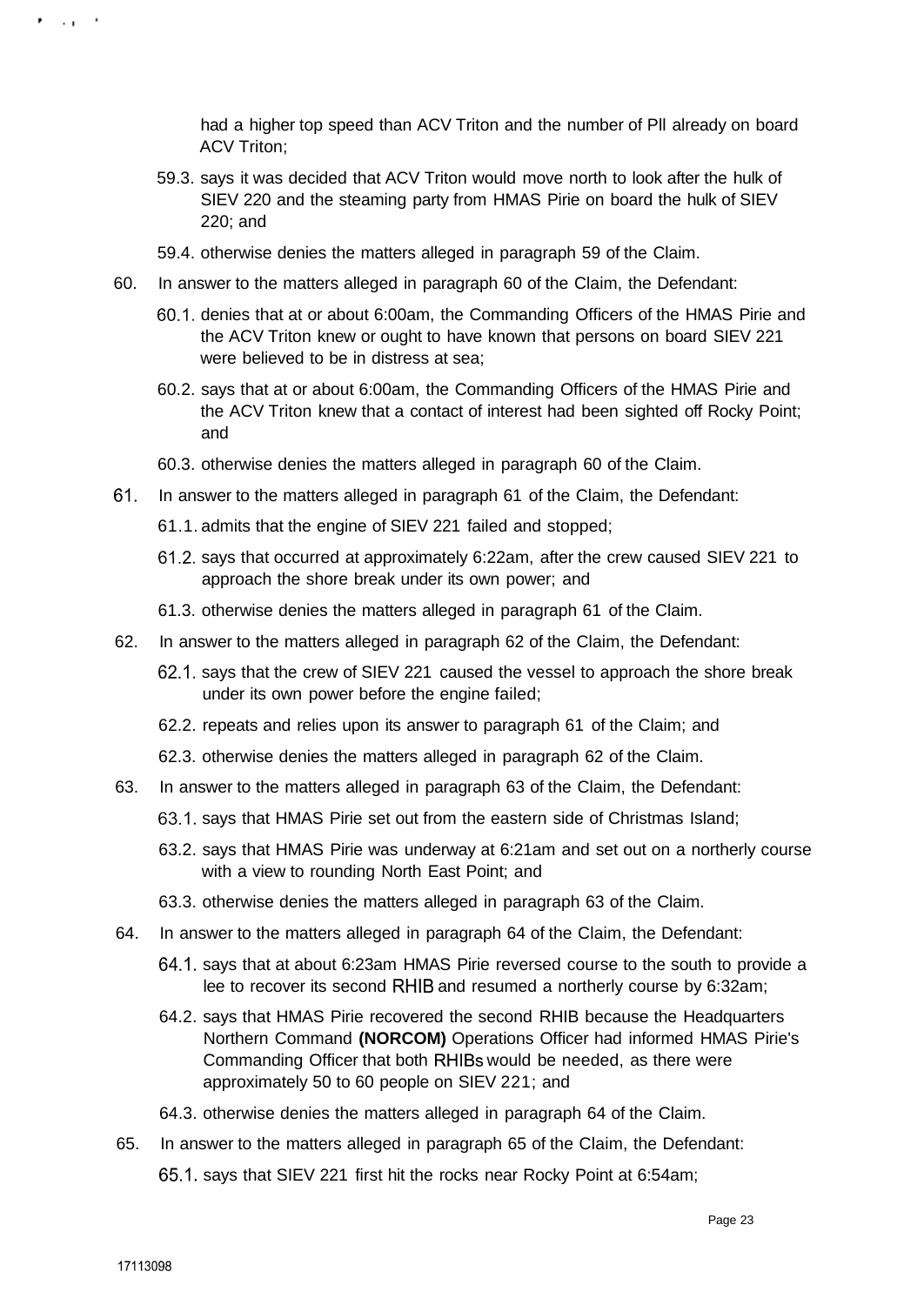had a higher top speed than ACV Triton and the number of PII already on board ACV Triton;

59.3. says it was decided that ACV Triton would move north to look after the hulk of SIEV 220 and the steaming party from HMAS Pirie on board the hulk of SIEV 220; and

59.4. otherwise denies the matters alleged in paragraph 59 of the Claim.

60. In answer to the matters alleged in paragraph 60 of the Claim, the Defendant:

60.1. denies that at or about 6:00am, the Commanding Officers of the HMAS Pirie and the ACV Triton knew or ought to have known that persons on board SIEV 221 were believed to be in distress at sea;

60.2. says that at or about 6:00am, the Commanding Officers of the HMAS Pirie and the ACV Triton knew that a contact of interest had been sighted off Rocky Point; and

60.3. otherwise denies the matters alleged in paragraph 60 of the Claim.

61. In answer to the matters alleged in paragraph 61 of the Claim, the Defendant:

61.1. admits that the engine of SIEV 221 failed and stopped;

61.2. says that occurred at approximately 6:22am, after the crew caused SIEV 221 to approach the shore break under its own power; and

61.3. otherwise denies the matters alleged in paragraph 61 of the Claim.

62. In answer to the matters alleged in paragraph 62 of the Claim, the Defendant:

62.1. says that the crew of SIEV 221 caused the vessel to approach the shore break under its own power before the engine failed;

62.2. repeats and relies upon its answer to paragraph 61 of the Claim; and

62.3. otherwise denies the matters alleged in paragraph 62 of the Claim.

63. In answer to the matters alleged in paragraph 63 of the Claim, the Defendant:

63.1. says that HMAS Pirie set out from the eastern side of Christmas Island;

63.2. says that HMAS Pirie was underway at 6:21am and set out on a northerly course with a view to rounding North East Point; and

63.3. otherwise denies the matters alleged in paragraph 63 of the Claim.

64. In answer to the matters alleged in paragraph 64 of the Claim, the Defendant:

64.1. says that at about 6:23am HMAS Pirie reversed course to the south to provide a lee to recover its second RHIB and resumed a northerly course by 6:32am;

64.2. says that HMAS Pirie recovered the second RHIB because the Headquarters Northern Command **(NORCOM)** Operations Officer had informed HMAS Pirie's Commanding Officer that both RHIBs would be needed, as there were approximately 50 to 60 people on SIEV 221; and

64.3. otherwise denies the matters alleged in paragraph 64 of the Claim.

65. In answer to the matters alleged in paragraph 65 of the Claim, the Defendant:

65.1. says that SIEV 221 first hit the rocks near Rocky Point at 6:54am;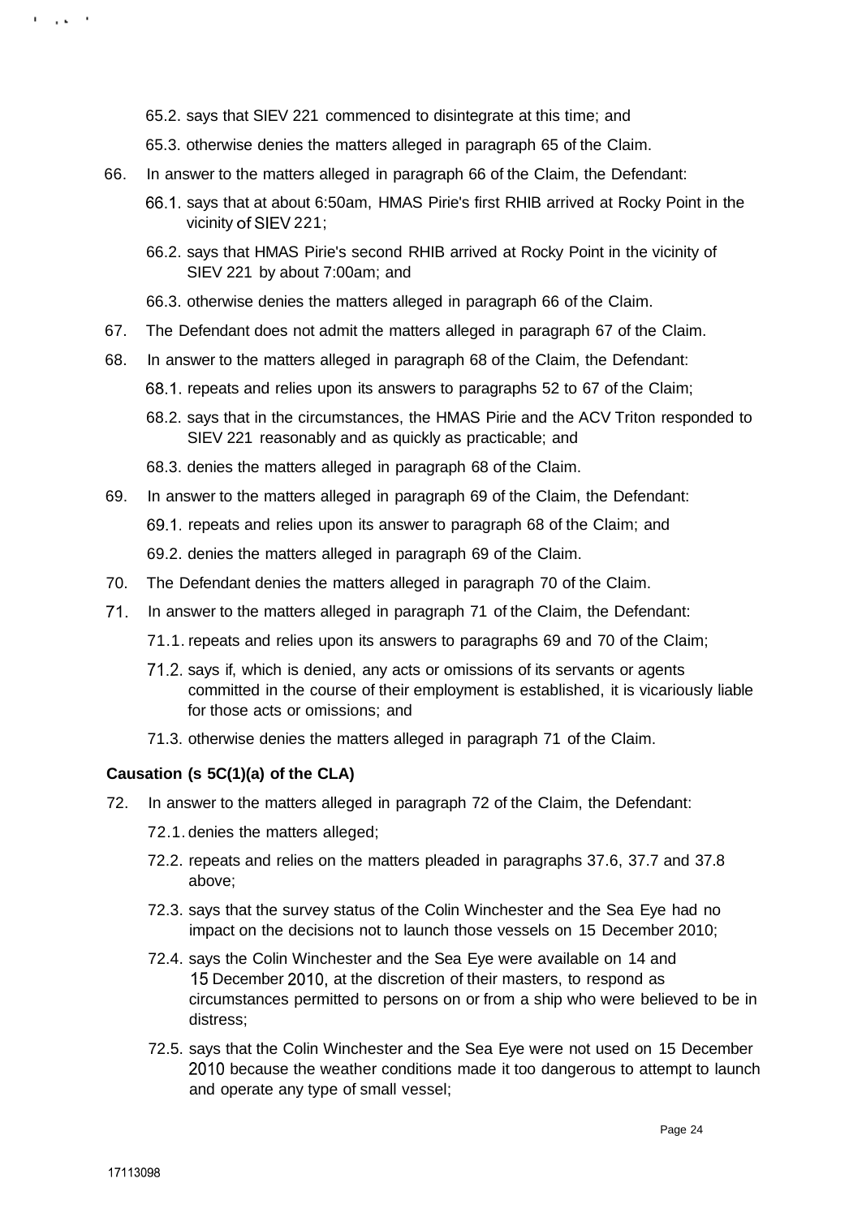65.2. says that SIEV 221 commenced to disintegrate at this time; and

65.3. otherwise denies the matters alleged in paragraph 65 of the Claim.

66. In answer to the matters alleged in paragraph 66 of the Claim, the Defendant:

66.1. says that at about 6:50am, HMAS Pirie's first RHIB arrived at Rocky Point in the vicinity of SIEV 221;

66.2. says that HMAS Pirie's second RHIB arrived at Rocky Point in the vicinity of SIEV 221 by about 7:00am; and

66.3. otherwise denies the matters alleged in paragraph 66 of the Claim.

67. The Defendant does not admit the matters alleged in paragraph 67 of the Claim.

68. In answer to the matters alleged in paragraph 68 of the Claim, the Defendant:

68.1. repeats and relies upon its answers to paragraphs 52 to 67 of the Claim;

68.2. says that in the circumstances, the HMAS Pirie and the ACV Triton responded to SIEV 221 reasonably and as quickly as practicable; and

68.3. denies the matters alleged in paragraph 68 of the Claim.

69. In answer to the matters alleged in paragraph 69 of the Claim, the Defendant:

69.1. repeats and relies upon its answer to paragraph 68 of the Claim; and

69.2. denies the matters alleged in paragraph 69 of the Claim.

70. The Defendant denies the matters alleged in paragraph 70 of the Claim.

71. In answer to the matters alleged in paragraph 71 of the Claim, the Defendant:

71.1. repeats and relies upon its answers to paragraphs 69 and 70 of the Claim;

71.2. says if, which is denied, any acts or omissions of its servants or agents committed in the course of their employment is established, it is vicariously liable for those acts or omissions; and

71.3. otherwise denies the matters alleged in paragraph 71 of the Claim.

**Causation (s 5C(1)(a) of the CLA)**

72. In answer to the matters alleged in paragraph 72 of the Claim, the Defendant:

72.1. denies the matters alleged;

72.2. repeats and relies on the matters pleaded in paragraphs 37.6, 37.7 and 37.8 above;

72.3. says that the survey status of the Colin Winchester and the Sea Eye had no impact on the decisions not to launch those vessels on 15 December 2010;

72.4. says the Colin Winchester and the Sea Eye were available on 14 and 15 December 2010, at the discretion of their masters, to respond as circumstances permitted to persons on or from a ship who were believed to be in distress;

72.5. says that the Colin Winchester and the Sea Eye were not used on 15 December 2010 because the weather conditions made it too dangerous to attempt to launch and operate any type of small vessel;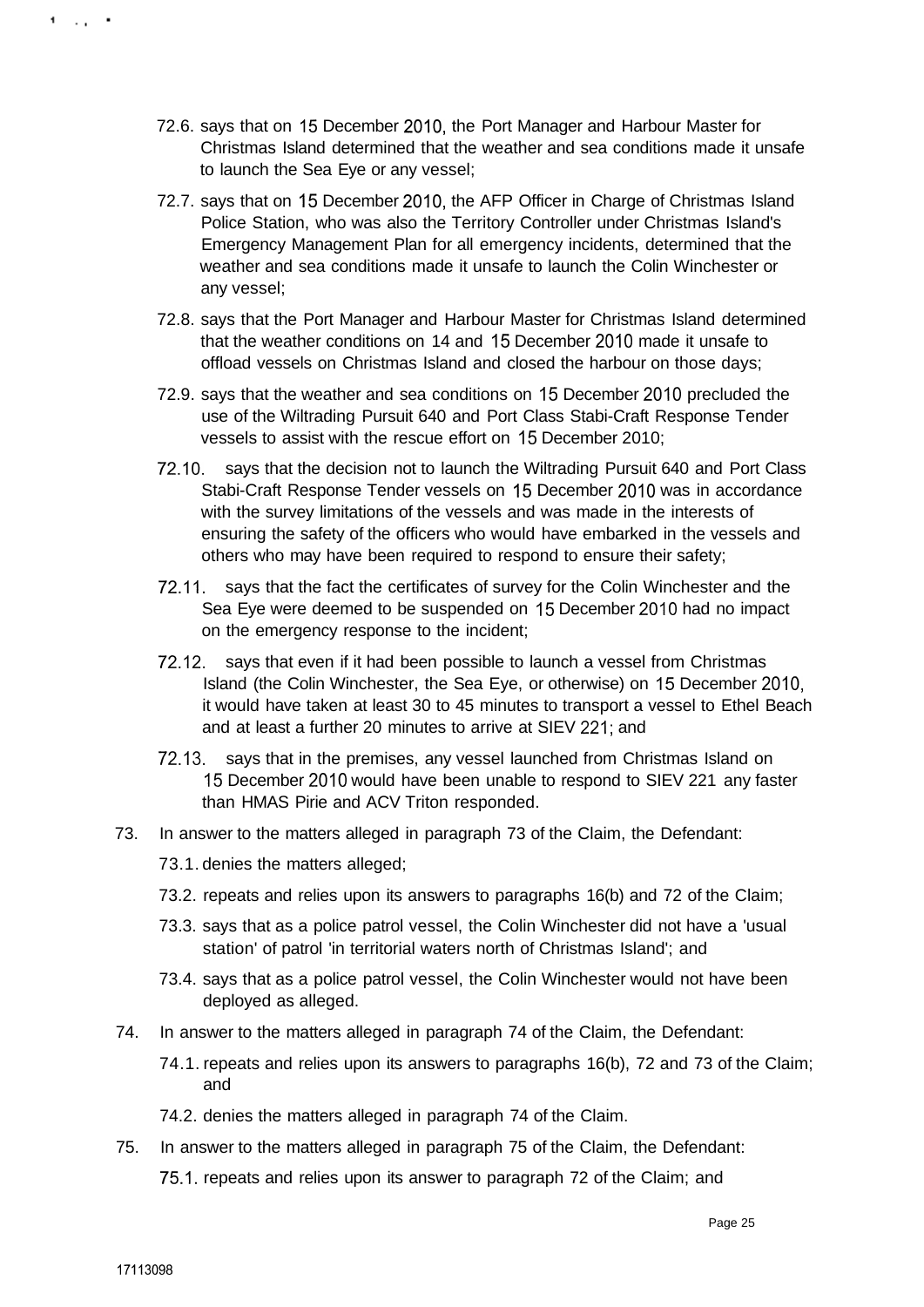72.6. says that on 15 December 2010, the Port Manager and Harbour Master for Christmas Island determined that the weather and sea conditions made it unsafe to launch the Sea Eye or any vessel;

72.7. says that on 15 December 2010, the AFP Officer in Charge of Christmas Island Police Station, who was also the Territory Controller under Christmas Island's Emergency Management Plan for all emergency incidents, determined that the weather and sea conditions made it unsafe to launch the Colin Winchester or any vessel;

72.8. says that the Port Manager and Harbour Master for Christmas Island determined that the weather conditions on 14 and 15 December 2010 made it unsafe to offload vessels on Christmas Island and closed the harbour on those days;

72.9. says that the weather and sea conditions on 15 December 2010 precluded the use of the Wiltrading Pursuit 640 and Port Class Stabi-Craft Response Tender vessels to assist with the rescue effort on 15 December 2010;

72.10. says that the decision not to launch the Wiltrading Pursuit 640 and Port Class Stabi-Craft Response Tender vessels on 15 December 2010 was in accordance with the survey limitations of the vessels and was made in the interests of ensuring the safety of the officers who would have embarked in the vessels and others who may have been required to respond to ensure their safety;

72.11. says that the fact the certificates of survey for the Colin Winchester and the Sea Eye were deemed to be suspended on 15 December 2010 had no impact on the emergency response to the incident;

72.12. says that even if it had been possible to launch a vessel from Christmas Island (the Colin Winchester, the Sea Eye, or otherwise) on 15 December 2010, it would have taken at least 30 to 45 minutes to transport a vessel to Ethel Beach and at least a further 20 minutes to arrive at SIEV 221; and

72.13. says that in the premises, any vessel launched from Christmas Island on 15 December 2010 would have been unable to respond to SIEV 221 any faster than HMAS Pirie and ACV Triton responded.

73. In answer to the matters alleged in paragraph 73 of the Claim, the Defendant:

73.1. denies the matters alleged;

73.2. repeats and relies upon its answers to paragraphs 16(b) and 72 of the Claim;

73.3. says that as a police patrol vessel, the Colin Winchester did not have a 'usual station' of patrol 'in territorial waters north of Christmas Island'; and

73.4. says that as a police patrol vessel, the Colin Winchester would not have been deployed as alleged.

74. In answer to the matters alleged in paragraph 74 of the Claim, the Defendant:

74.1. repeats and relies upon its answers to paragraphs 16(b), 72 and 73 of the Claim; and

74.2. denies the matters alleged in paragraph 74 of the Claim.

75. In answer to the matters alleged in paragraph 75 of the Claim, the Defendant:

75.1. repeats and relies upon its answer to paragraph 72 of the Claim; and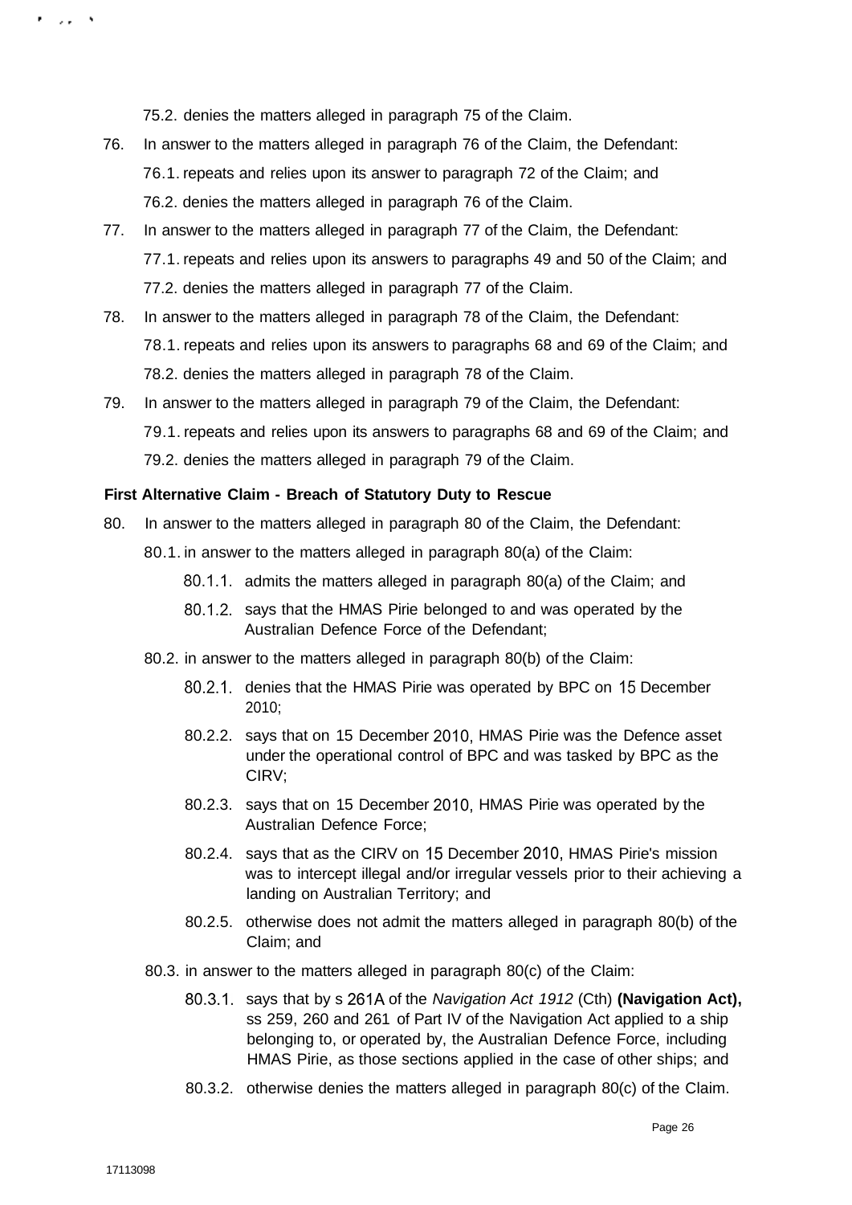75.2. denies the matters alleged in paragraph 75 of the Claim.

76. In answer to the matters alleged in paragraph 76 of the Claim, the Defendant:

    76.1. repeats and relies upon its answer to paragraph 72 of the Claim; and

    76.2. denies the matters alleged in paragraph 76 of the Claim.

77. In answer to the matters alleged in paragraph 77 of the Claim, the Defendant:

    77.1. repeats and relies upon its answers to paragraphs 49 and 50 of the Claim; and

    77.2. denies the matters alleged in paragraph 77 of the Claim.

78. In answer to the matters alleged in paragraph 78 of the Claim, the Defendant:

    78.1. repeats and relies upon its answers to paragraphs 68 and 69 of the Claim; and

    78.2. denies the matters alleged in paragraph 78 of the Claim.

79. In answer to the matters alleged in paragraph 79 of the Claim, the Defendant:

    79.1. repeats and relies upon its answers to paragraphs 68 and 69 of the Claim; and

    79.2. denies the matters alleged in paragraph 79 of the Claim.

**First Alternative Claim - Breach of Statutory Duty to Rescue**

80. In answer to the matters alleged in paragraph 80 of the Claim, the Defendant:

    80.1. in answer to the matters alleged in paragraph 80(a) of the Claim:

        80.1.1. admits the matters alleged in paragraph 80(a) of the Claim; and

        80.1.2. says that the HMAS Pirie belonged to and was operated by the Australian Defence Force of the Defendant;

    80.2. in answer to the matters alleged in paragraph 80(b) of the Claim:

        80.2.1. denies that the HMAS Pirie was operated by BPC on 15 December 2010;

        80.2.2. says that on 15 December 2010, HMAS Pirie was the Defence asset under the operational control of BPC and was tasked by BPC as the CIRV;

        80.2.3. says that on 15 December 2010, HMAS Pirie was operated by the Australian Defence Force;

        80.2.4. says that as the CIRV on 15 December 2010, HMAS Pirie's mission was to intercept illegal and/or irregular vessels prior to their achieving a landing on Australian Territory; and

        80.2.5. otherwise does not admit the matters alleged in paragraph 80(b) of the Claim; and

    80.3. in answer to the matters alleged in paragraph 80(c) of the Claim:

        80.3.1. says that by s 261A of the *Navigation Act 1912* (Cth) **(Navigation Act),** ss 259, 260 and 261 of Part IV of the Navigation Act applied to a ship belonging to, or operated by, the Australian Defence Force, including HMAS Pirie, as those sections applied in the case of other ships; and

        80.3.2. otherwise denies the matters alleged in paragraph 80(c) of the Claim.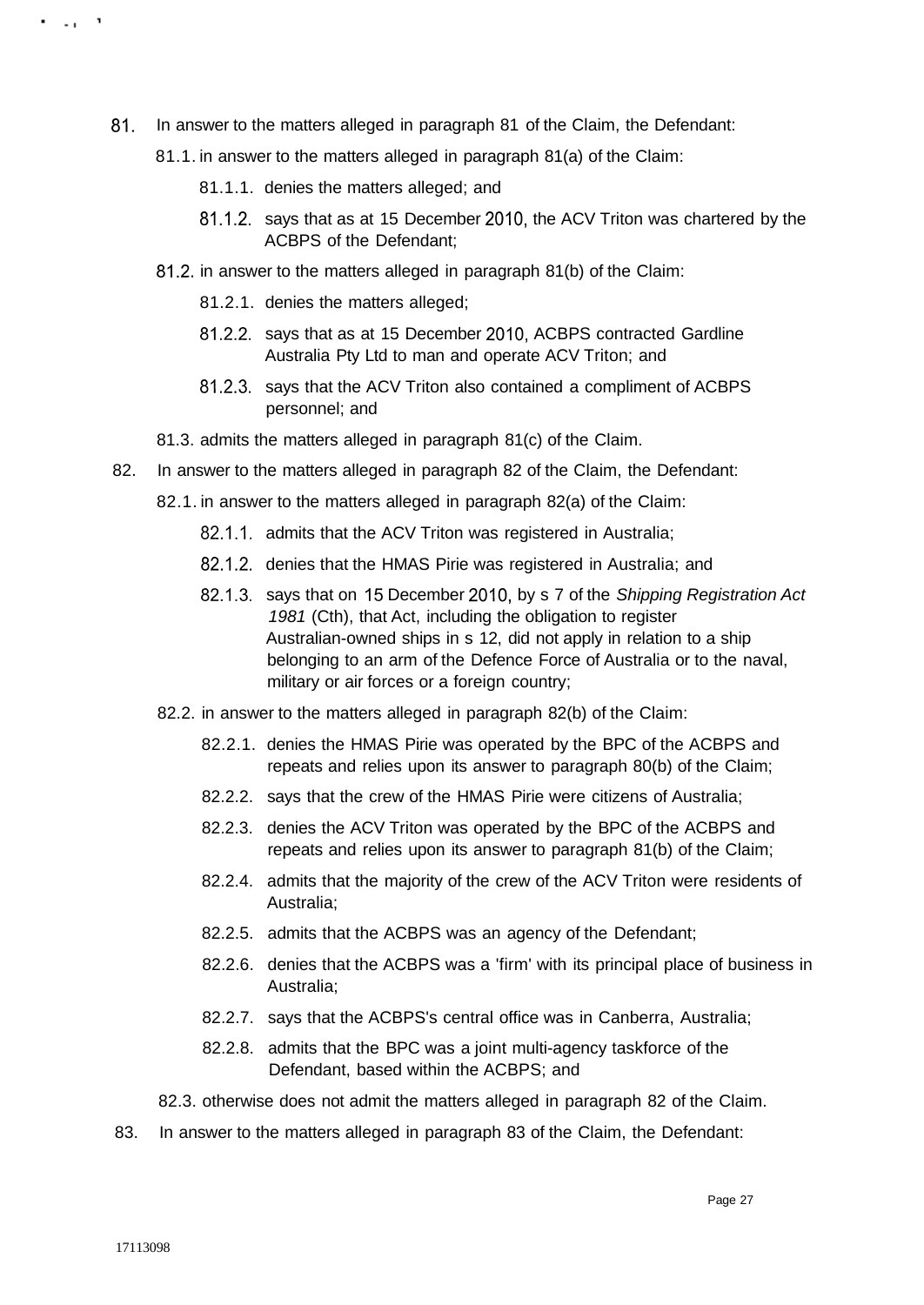81. In answer to the matters alleged in paragraph 81 of the Claim, the Defendant:

 81.1. in answer to the matters alleged in paragraph 81(a) of the Claim:

  81.1.1. denies the matters alleged; and

  81.1.2. says that as at 15 December 2010, the ACV Triton was chartered by the ACBPS of the Defendant;

 81.2. in answer to the matters alleged in paragraph 81(b) of the Claim:

  81.2.1. denies the matters alleged;

  81.2.2. says that as at 15 December 2010, ACBPS contracted Gardline Australia Pty Ltd to man and operate ACV Triton; and

  81.2.3. says that the ACV Triton also contained a compliment of ACBPS personnel; and

 81.3. admits the matters alleged in paragraph 81(c) of the Claim.

82. In answer to the matters alleged in paragraph 82 of the Claim, the Defendant:

 82.1. in answer to the matters alleged in paragraph 82(a) of the Claim:

  82.1.1. admits that the ACV Triton was registered in Australia;

  82.1.2. denies that the HMAS Pirie was registered in Australia; and

  82.1.3. says that on 15 December 2010, by s 7 of the *Shipping Registration Act 1981* (Cth), that Act, including the obligation to register Australian-owned ships in s 12, did not apply in relation to a ship belonging to an arm of the Defence Force of Australia or to the naval, military or air forces or a foreign country;

 82.2. in answer to the matters alleged in paragraph 82(b) of the Claim:

  82.2.1. denies the HMAS Pirie was operated by the BPC of the ACBPS and repeats and relies upon its answer to paragraph 80(b) of the Claim;

  82.2.2. says that the crew of the HMAS Pirie were citizens of Australia;

  82.2.3. denies the ACV Triton was operated by the BPC of the ACBPS and repeats and relies upon its answer to paragraph 81(b) of the Claim;

  82.2.4. admits that the majority of the crew of the ACV Triton were residents of Australia;

  82.2.5. admits that the ACBPS was an agency of the Defendant;

  82.2.6. denies that the ACBPS was a 'firm' with its principal place of business in Australia;

  82.2.7. says that the ACBPS's central office was in Canberra, Australia;

  82.2.8. admits that the BPC was a joint multi-agency taskforce of the Defendant, based within the ACBPS; and

 82.3. otherwise does not admit the matters alleged in paragraph 82 of the Claim.

83. In answer to the matters alleged in paragraph 83 of the Claim, the Defendant:

17113098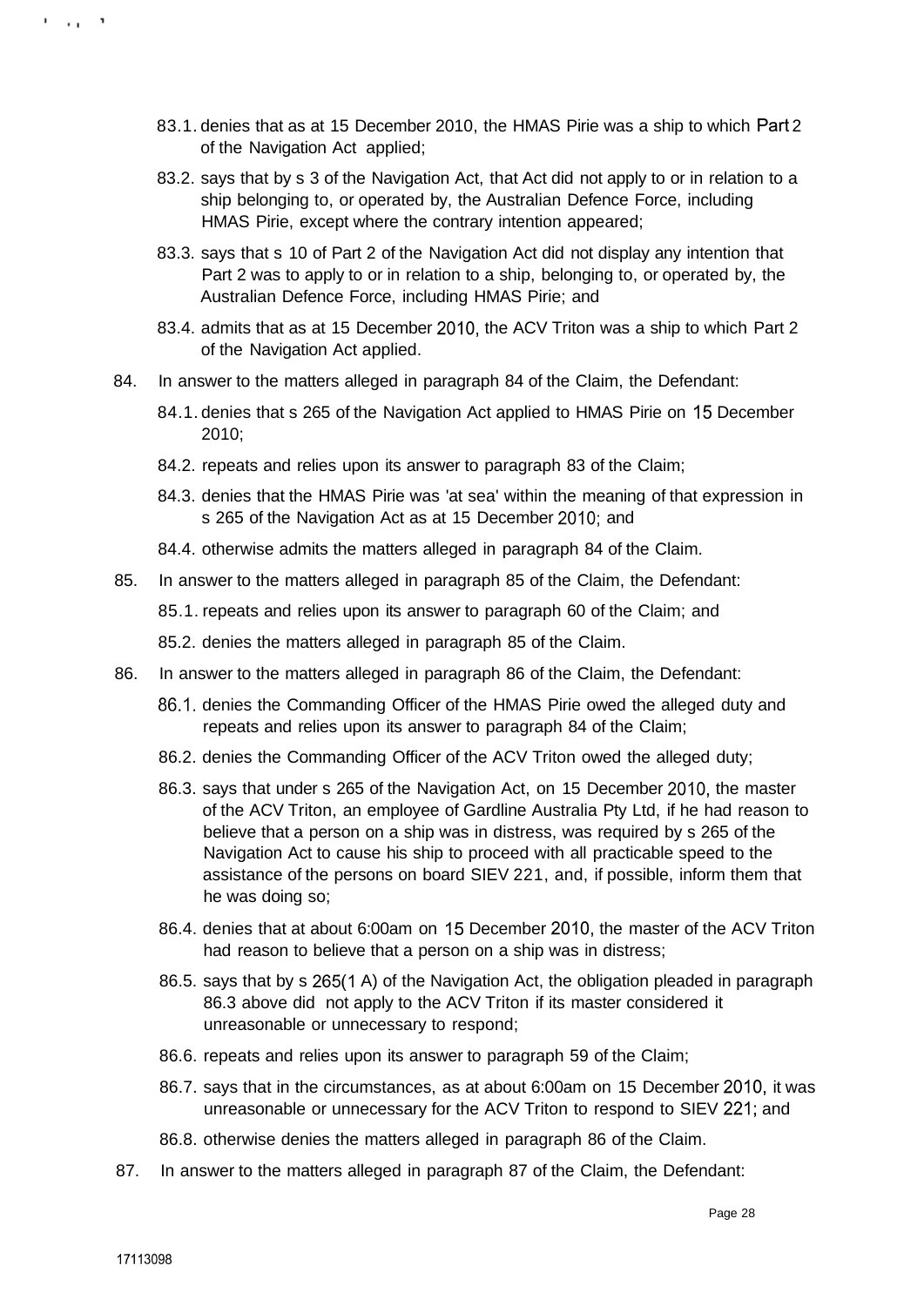83.1. denies that as at 15 December 2010, the HMAS Pirie was a ship to which Part 2 of the Navigation Act applied;

83.2. says that by s 3 of the Navigation Act, that Act did not apply to or in relation to a ship belonging to, or operated by, the Australian Defence Force, including HMAS Pirie, except where the contrary intention appeared;

83.3. says that s 10 of Part 2 of the Navigation Act did not display any intention that Part 2 was to apply to or in relation to a ship, belonging to, or operated by, the Australian Defence Force, including HMAS Pirie; and

83.4. admits that as at 15 December 2010, the ACV Triton was a ship to which Part 2 of the Navigation Act applied.

84. In answer to the matters alleged in paragraph 84 of the Claim, the Defendant:

84.1. denies that s 265 of the Navigation Act applied to HMAS Pirie on 15 December 2010;

84.2. repeats and relies upon its answer to paragraph 83 of the Claim;

84.3. denies that the HMAS Pirie was 'at sea' within the meaning of that expression in s 265 of the Navigation Act as at 15 December 2010; and

84.4. otherwise admits the matters alleged in paragraph 84 of the Claim.

85. In answer to the matters alleged in paragraph 85 of the Claim, the Defendant:

85.1. repeats and relies upon its answer to paragraph 60 of the Claim; and

85.2. denies the matters alleged in paragraph 85 of the Claim.

86. In answer to the matters alleged in paragraph 86 of the Claim, the Defendant:

86.1. denies the Commanding Officer of the HMAS Pirie owed the alleged duty and repeats and relies upon its answer to paragraph 84 of the Claim;

86.2. denies the Commanding Officer of the ACV Triton owed the alleged duty;

86.3. says that under s 265 of the Navigation Act, on 15 December 2010, the master of the ACV Triton, an employee of Gardline Australia Pty Ltd, if he had reason to believe that a person on a ship was in distress, was required by s 265 of the Navigation Act to cause his ship to proceed with all practicable speed to the assistance of the persons on board SIEV 221, and, if possible, inform them that he was doing so;

86.4. denies that at about 6:00am on 15 December 2010, the master of the ACV Triton had reason to believe that a person on a ship was in distress;

86.5. says that by s 265(1A) of the Navigation Act, the obligation pleaded in paragraph 86.3 above did not apply to the ACV Triton if its master considered it unreasonable or unnecessary to respond;

86.6. repeats and relies upon its answer to paragraph 59 of the Claim;

86.7. says that in the circumstances, as at about 6:00am on 15 December 2010, it was unreasonable or unnecessary for the ACV Triton to respond to SIEV 221; and

86.8. otherwise denies the matters alleged in paragraph 86 of the Claim.

87. In answer to the matters alleged in paragraph 87 of the Claim, the Defendant:

17113098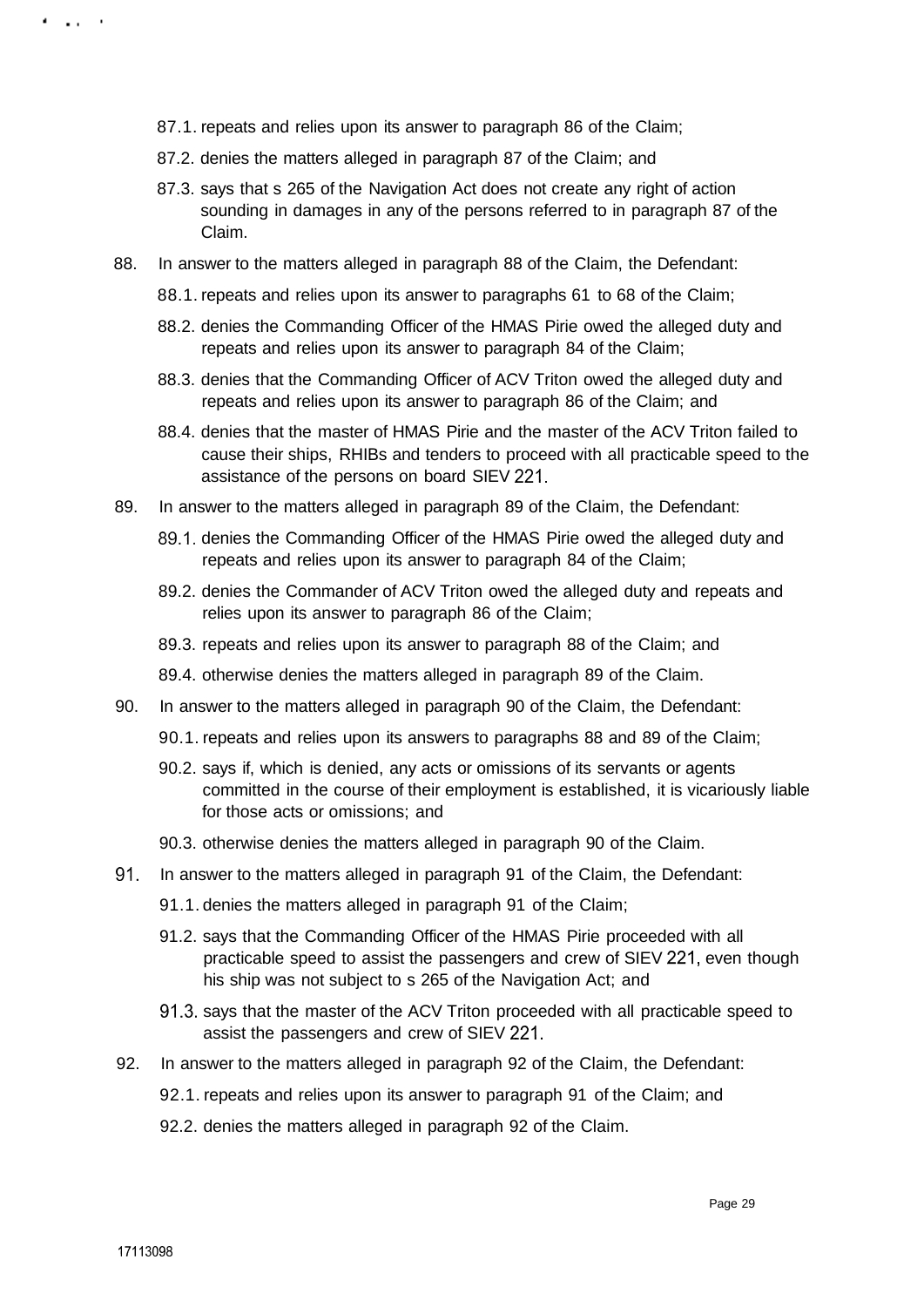87.1. repeats and relies upon its answer to paragraph 86 of the Claim;

87.2. denies the matters alleged in paragraph 87 of the Claim; and

87.3. says that s 265 of the Navigation Act does not create any right of action sounding in damages in any of the persons referred to in paragraph 87 of the Claim.

88. In answer to the matters alleged in paragraph 88 of the Claim, the Defendant:

88.1. repeats and relies upon its answer to paragraphs 61 to 68 of the Claim;

88.2. denies the Commanding Officer of the HMAS Pirie owed the alleged duty and repeats and relies upon its answer to paragraph 84 of the Claim;

88.3. denies that the Commanding Officer of ACV Triton owed the alleged duty and repeats and relies upon its answer to paragraph 86 of the Claim; and

88.4. denies that the master of HMAS Pirie and the master of the ACV Triton failed to cause their ships, RHIBs and tenders to proceed with all practicable speed to the assistance of the persons on board SIEV 221.

89. In answer to the matters alleged in paragraph 89 of the Claim, the Defendant:

89.1. denies the Commanding Officer of the HMAS Pirie owed the alleged duty and repeats and relies upon its answer to paragraph 84 of the Claim;

89.2. denies the Commander of ACV Triton owed the alleged duty and repeats and relies upon its answer to paragraph 86 of the Claim;

89.3. repeats and relies upon its answer to paragraph 88 of the Claim; and

89.4. otherwise denies the matters alleged in paragraph 89 of the Claim.

90. In answer to the matters alleged in paragraph 90 of the Claim, the Defendant:

90.1. repeats and relies upon its answers to paragraphs 88 and 89 of the Claim;

90.2. says if, which is denied, any acts or omissions of its servants or agents committed in the course of their employment is established, it is vicariously liable for those acts or omissions; and

90.3. otherwise denies the matters alleged in paragraph 90 of the Claim.

91. In answer to the matters alleged in paragraph 91 of the Claim, the Defendant:

91.1. denies the matters alleged in paragraph 91 of the Claim;

91.2. says that the Commanding Officer of the HMAS Pirie proceeded with all practicable speed to assist the passengers and crew of SIEV 221, even though his ship was not subject to s 265 of the Navigation Act; and

91.3. says that the master of the ACV Triton proceeded with all practicable speed to assist the passengers and crew of SIEV 221.

92. In answer to the matters alleged in paragraph 92 of the Claim, the Defendant:

92.1. repeats and relies upon its answer to paragraph 91 of the Claim; and

92.2. denies the matters alleged in paragraph 92 of the Claim.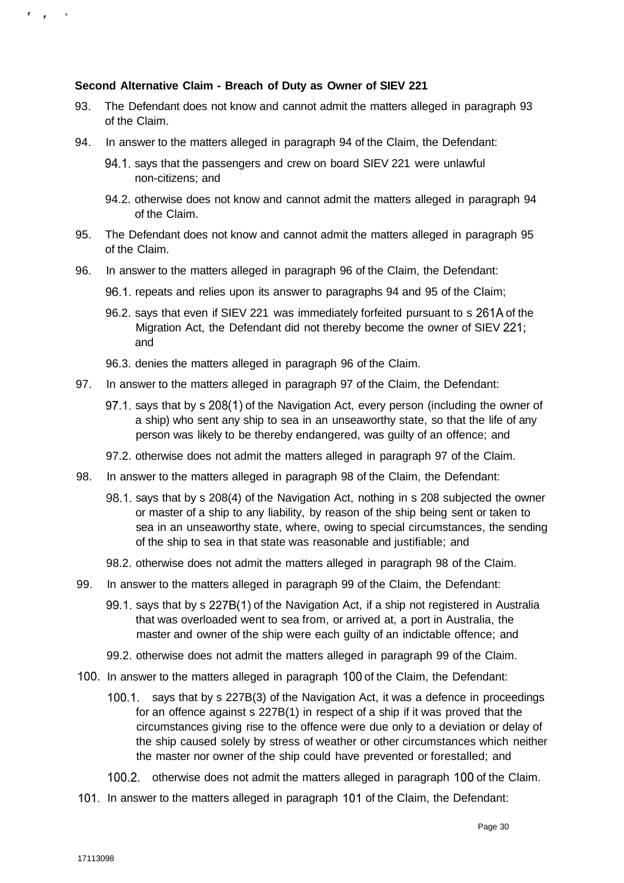**Second Alternative Claim - Breach of Duty as Owner of SIEV 221**

93. The Defendant does not know and cannot admit the matters alleged in paragraph 93 of the Claim.

94. In answer to the matters alleged in paragraph 94 of the Claim, the Defendant:

    94.1. says that the passengers and crew on board SIEV 221 were unlawful non-citizens; and

    94.2. otherwise does not know and cannot admit the matters alleged in paragraph 94 of the Claim.

95. The Defendant does not know and cannot admit the matters alleged in paragraph 95 of the Claim.

96. In answer to the matters alleged in paragraph 96 of the Claim, the Defendant:

    96.1. repeats and relies upon its answer to paragraphs 94 and 95 of the Claim;

    96.2. says that even if SIEV 221 was immediately forfeited pursuant to s 261A of the Migration Act, the Defendant did not thereby become the owner of SIEV 221; and

    96.3. denies the matters alleged in paragraph 96 of the Claim.

97. In answer to the matters alleged in paragraph 97 of the Claim, the Defendant:

    97.1. says that by s 208(1) of the Navigation Act, every person (including the owner of a ship) who sent any ship to sea in an unseaworthy state, so that the life of any person was likely to be thereby endangered, was guilty of an offence; and

    97.2. otherwise does not admit the matters alleged in paragraph 97 of the Claim.

98. In answer to the matters alleged in paragraph 98 of the Claim, the Defendant:

    98.1. says that by s 208(4) of the Navigation Act, nothing in s 208 subjected the owner or master of a ship to any liability, by reason of the ship being sent or taken to sea in an unseaworthy state, where, owing to special circumstances, the sending of the ship to sea in that state was reasonable and justifiable; and

    98.2. otherwise does not admit the matters alleged in paragraph 98 of the Claim.

99. In answer to the matters alleged in paragraph 99 of the Claim, the Defendant:

    99.1. says that by s 227B(1) of the Navigation Act, if a ship not registered in Australia that was overloaded went to sea from, or arrived at, a port in Australia, the master and owner of the ship were each guilty of an indictable offence; and

    99.2. otherwise does not admit the matters alleged in paragraph 99 of the Claim.

100. In answer to the matters alleged in paragraph 100 of the Claim, the Defendant:

    100.1. says that by s 227B(3) of the Navigation Act, it was a defence in proceedings for an offence against s 227B(1) in respect of a ship if it was proved that the circumstances giving rise to the offence were due only to a deviation or delay of the ship caused solely by stress of weather or other circumstances which neither the master nor owner of the ship could have prevented or forestalled; and

    100.2. otherwise does not admit the matters alleged in paragraph 100 of the Claim.

101. In answer to the matters alleged in paragraph 101 of the Claim, the Defendant: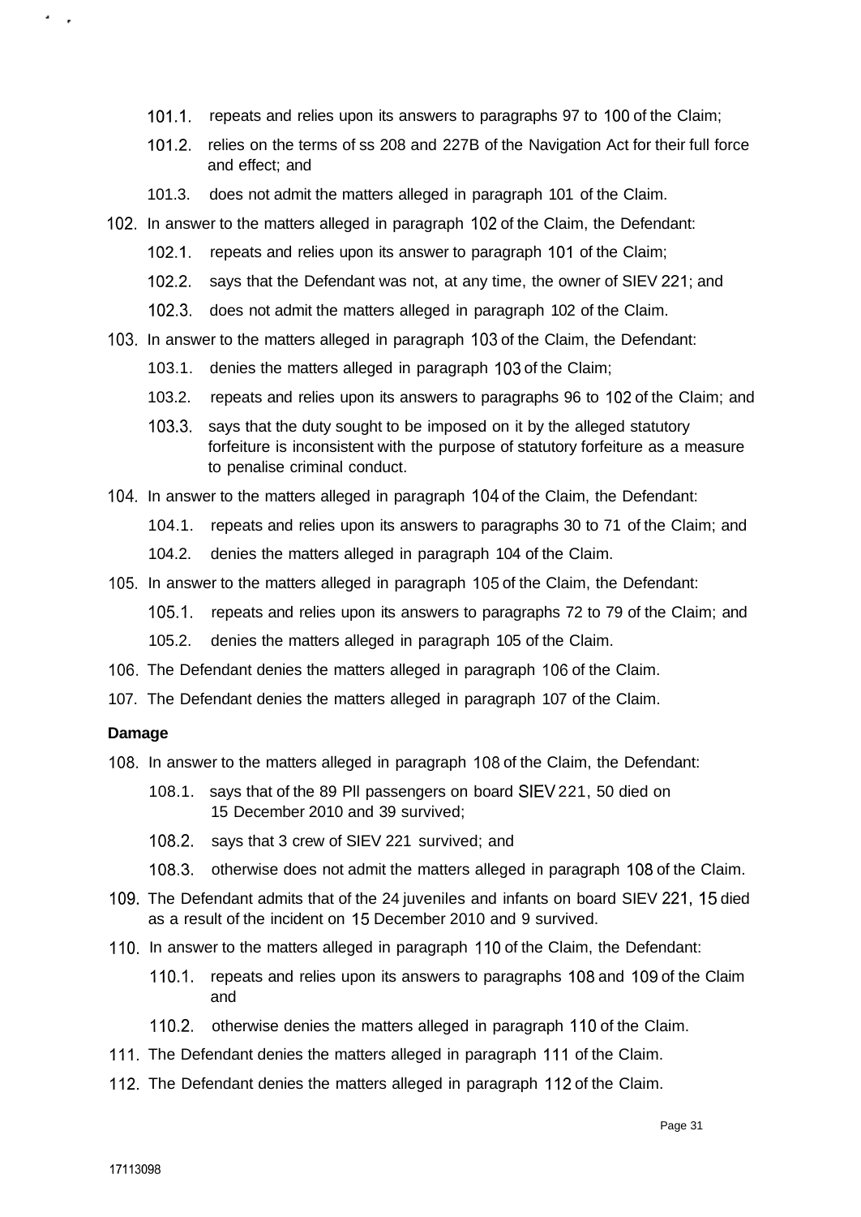101.1. repeats and relies upon its answers to paragraphs 97 to 100 of the Claim;

101.2. relies on the terms of ss 208 and 227B of the Navigation Act for their full force and effect; and

101.3. does not admit the matters alleged in paragraph 101 of the Claim.

102. In answer to the matters alleged in paragraph 102 of the Claim, the Defendant:

102.1. repeats and relies upon its answer to paragraph 101 of the Claim;

102.2. says that the Defendant was not, at any time, the owner of SIEV 221; and

102.3. does not admit the matters alleged in paragraph 102 of the Claim.

103. In answer to the matters alleged in paragraph 103 of the Claim, the Defendant:

103.1. denies the matters alleged in paragraph 103 of the Claim;

103.2. repeats and relies upon its answers to paragraphs 96 to 102 of the Claim; and

103.3. says that the duty sought to be imposed on it by the alleged statutory forfeiture is inconsistent with the purpose of statutory forfeiture as a measure to penalise criminal conduct.

104. In answer to the matters alleged in paragraph 104 of the Claim, the Defendant:

104.1. repeats and relies upon its answers to paragraphs 30 to 71 of the Claim; and

104.2. denies the matters alleged in paragraph 104 of the Claim.

105. In answer to the matters alleged in paragraph 105 of the Claim, the Defendant:

105.1. repeats and relies upon its answers to paragraphs 72 to 79 of the Claim; and

105.2. denies the matters alleged in paragraph 105 of the Claim.

106. The Defendant denies the matters alleged in paragraph 106 of the Claim.

107. The Defendant denies the matters alleged in paragraph 107 of the Claim.

**Damage**

108. In answer to the matters alleged in paragraph 108 of the Claim, the Defendant:

108.1. says that of the 89 PII passengers on board SIEV 221, 50 died on 15 December 2010 and 39 survived;

108.2. says that 3 crew of SIEV 221 survived; and

108.3. otherwise does not admit the matters alleged in paragraph 108 of the Claim.

109. The Defendant admits that of the 24 juveniles and infants on board SIEV 221, 15 died as a result of the incident on 15 December 2010 and 9 survived.

110. In answer to the matters alleged in paragraph 110 of the Claim, the Defendant:

110.1. repeats and relies upon its answers to paragraphs 108 and 109 of the Claim and

110.2. otherwise denies the matters alleged in paragraph 110 of the Claim.

111. The Defendant denies the matters alleged in paragraph 111 of the Claim.

112. The Defendant denies the matters alleged in paragraph 112 of the Claim.

17113098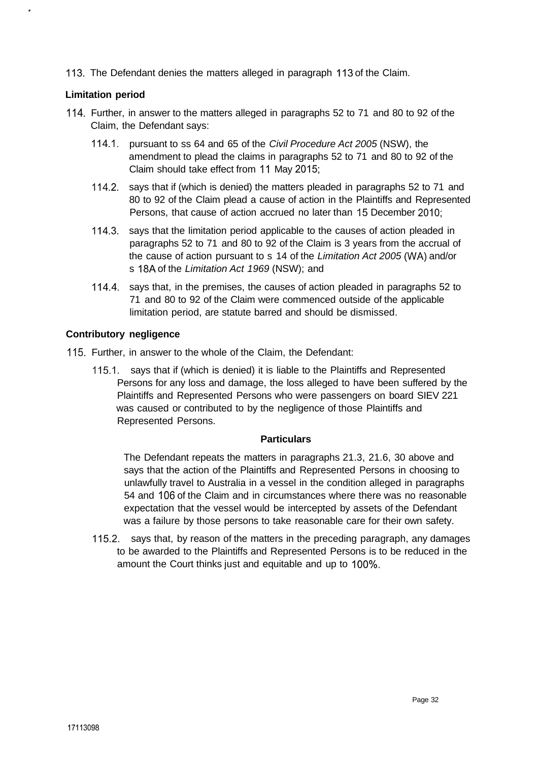113. The Defendant denies the matters alleged in paragraph 113 of the Claim.

**Limitation period**

114. Further, in answer to the matters alleged in paragraphs 52 to 71 and 80 to 92 of the Claim, the Defendant says:

    114.1. pursuant to ss 64 and 65 of the *Civil Procedure Act 2005* (NSW), the amendment to plead the claims in paragraphs 52 to 71 and 80 to 92 of the Claim should take effect from 11 May 2015;

    114.2. says that if (which is denied) the matters pleaded in paragraphs 52 to 71 and 80 to 92 of the Claim plead a cause of action in the Plaintiffs and Represented Persons, that cause of action accrued no later than 15 December 2010;

    114.3. says that the limitation period applicable to the causes of action pleaded in paragraphs 52 to 71 and 80 to 92 of the Claim is 3 years from the accrual of the cause of action pursuant to s 14 of the *Limitation Act 2005* (WA) and/or s 18A of the *Limitation Act 1969* (NSW); and

    114.4. says that, in the premises, the causes of action pleaded in paragraphs 52 to 71 and 80 to 92 of the Claim were commenced outside of the applicable limitation period, are statute barred and should be dismissed.

**Contributory negligence**

115. Further, in answer to the whole of the Claim, the Defendant:

    115.1. says that if (which is denied) it is liable to the Plaintiffs and Represented Persons for any loss and damage, the loss alleged to have been suffered by the Plaintiffs and Represented Persons who were passengers on board SIEV 221 was caused or contributed to by the negligence of those Plaintiffs and Represented Persons.

    **Particulars**

    The Defendant repeats the matters in paragraphs 21.3, 21.6, 30 above and says that the action of the Plaintiffs and Represented Persons in choosing to unlawfully travel to Australia in a vessel in the condition alleged in paragraphs 54 and 106 of the Claim and in circumstances where there was no reasonable expectation that the vessel would be intercepted by assets of the Defendant was a failure by those persons to take reasonable care for their own safety.

    115.2. says that, by reason of the matters in the preceding paragraph, any damages to be awarded to the Plaintiffs and Represented Persons is to be reduced in the amount the Court thinks just and equitable and up to 100%.

17113098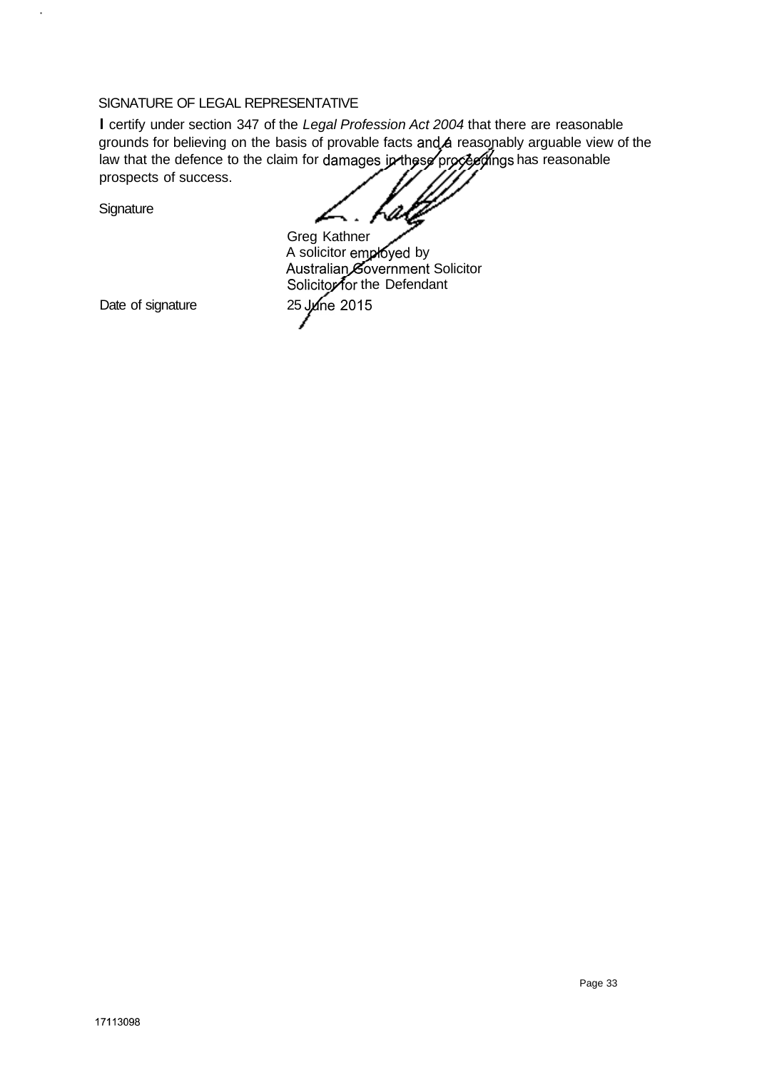SIGNATURE OF LEGAL REPRESENTATIVE

I certify under section 347 of the *Legal Profession Act 2004* that there are reasonable grounds for believing on the basis of provable facts and a reasonably arguable view of the law that the defence to the claim for damages in these proceedings has reasonable prospects of success.

| | |
|---|---|
| Signature | |
| | Greg Kathner<br>A solicitor employed by<br>Australian Government Solicitor<br>Solicitor for the Defendant |
| Date of signature | 25 June 2015 |

17113098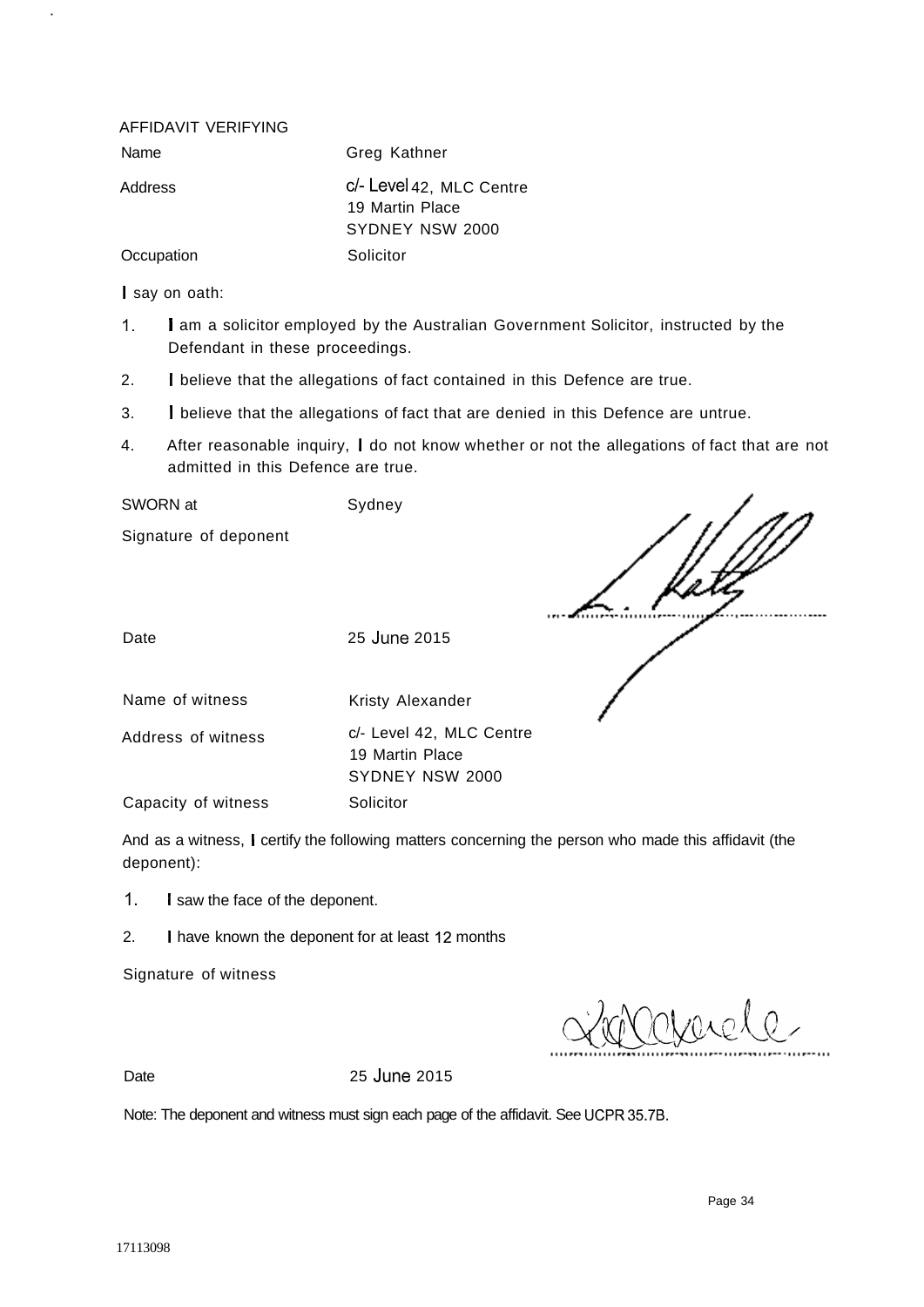AFFIDAVIT VERIFYING

| | |
|---|---|
| Name | Greg Kathner |
| Address | c/- Level 42, MLC Centre<br>19 Martin Place<br>SYDNEY NSW 2000 |
| Occupation | Solicitor |

I say on oath:

1. I am a solicitor employed by the Australian Government Solicitor, instructed by the Defendant in these proceedings.
2. I believe that the allegations of fact contained in this Defence are true.
3. I believe that the allegations of fact that are denied in this Defence are untrue.
4. After reasonable inquiry, I do not know whether or not the allegations of fact that are not admitted in this Defence are true.

| | |
|---|---|
| SWORN at | Sydney |
| Signature of deponent | |
| Date | 25 June 2015 |
| Name of witness | Kristy Alexander |
| Address of witness | c/- Level 42, MLC Centre<br>19 Martin Place<br>SYDNEY NSW 2000 |
| Capacity of witness | Solicitor |

And as a witness, I certify the following matters concerning the person who made this affidavit (the deponent):

1. I saw the face of the deponent.
2. I have known the deponent for at least 12 months

Signature of witness

Date 25 June 2015

Note: The deponent and witness must sign each page of the affidavit. See UCPR 35.7B.

17113098